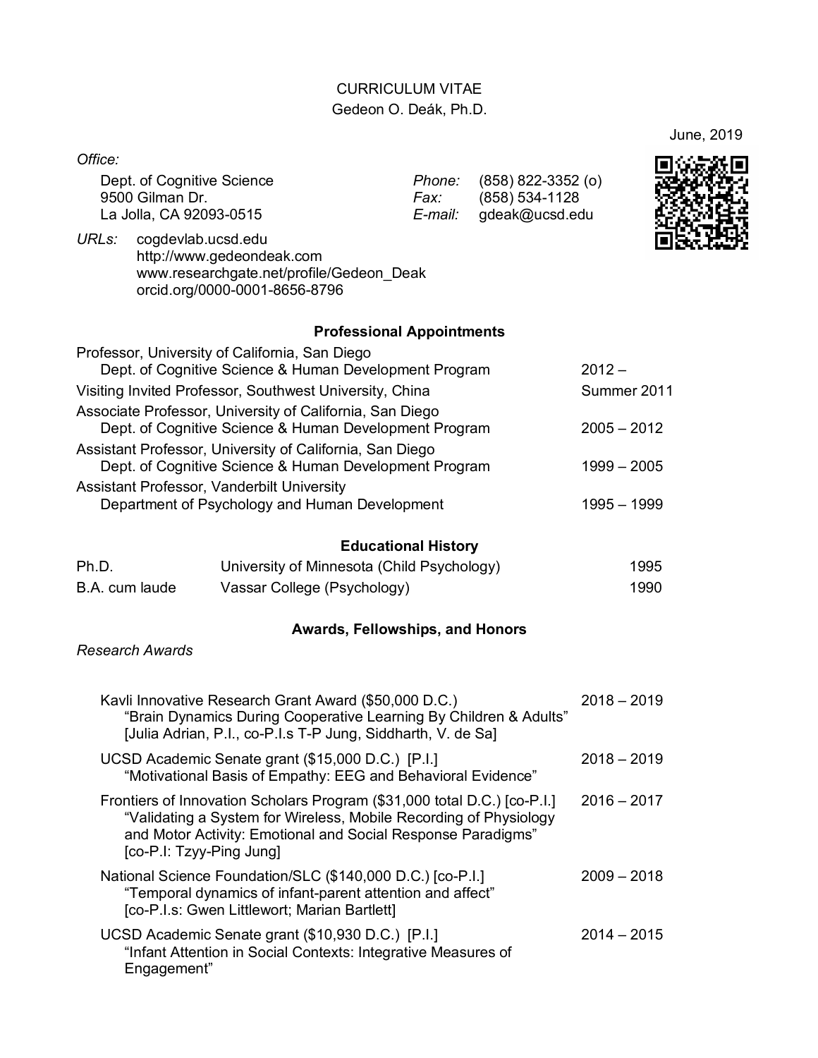# CURRICULUM VITAE
Gedeon O. Deák, Ph.D.

June, 2019

*Office:*

Dept. of Cognitive Science
9500 Gilman Dr.
La Jolla, CA 92093-0515

*Phone:* (858) 822-3352 (o)
*Fax:* (858) 534-1128
*E-mail:* gdeak@ucsd.edu

*URLs:* cogdevlab.ucsd.edu
http://www.gedeondeak.com
www.researchgate.net/profile/Gedeon_Deak
orcid.org/0000-0001-8656-8796

## Professional Appointments

| | |
|---|---|
| Professor, University of California, San Diego<br>Dept. of Cognitive Science & Human Development Program | 2012 – |
| Visiting Invited Professor, Southwest University, China | Summer 2011 |
| Associate Professor, University of California, San Diego<br>Dept. of Cognitive Science & Human Development Program | 2005 – 2012 |
| Assistant Professor, University of California, San Diego<br>Dept. of Cognitive Science & Human Development Program | 1999 – 2005 |
| Assistant Professor, Vanderbilt University<br>Department of Psychology and Human Development | 1995 – 1999 |

## Educational History

| | | |
|---|---|---|
| Ph.D. | University of Minnesota (Child Psychology) | 1995 |
| B.A. cum laude | Vassar College (Psychology) | 1990 |

## Awards, Fellowships, and Honors

*Research Awards*

| | |
|---|---|
| Kavli Innovative Research Grant Award ($50,000 D.C.)<br>"Brain Dynamics During Cooperative Learning By Children & Adults"<br>[Julia Adrian, P.I., co-P.I.s T-P Jung, Siddharth, V. de Sa] | 2018 – 2019 |
| UCSD Academic Senate grant ($15,000 D.C.) [P.I.]<br>"Motivational Basis of Empathy: EEG and Behavioral Evidence" | 2018 – 2019 |
| Frontiers of Innovation Scholars Program ($31,000 total D.C.) [co-P.I.]<br>"Validating a System for Wireless, Mobile Recording of Physiology and Motor Activity: Emotional and Social Response Paradigms"<br>[co-P.I: Tzyy-Ping Jung] | 2016 – 2017 |
| National Science Foundation/SLC ($140,000 D.C.) [co-P.I.]<br>"Temporal dynamics of infant-parent attention and affect"<br>[co-P.I.s: Gwen Littlewort; Marian Bartlett] | 2009 – 2018 |
| UCSD Academic Senate grant ($10,930 D.C.) [P.I.]<br>"Infant Attention in Social Contexts: Integrative Measures of Engagement" | 2014 – 2015 |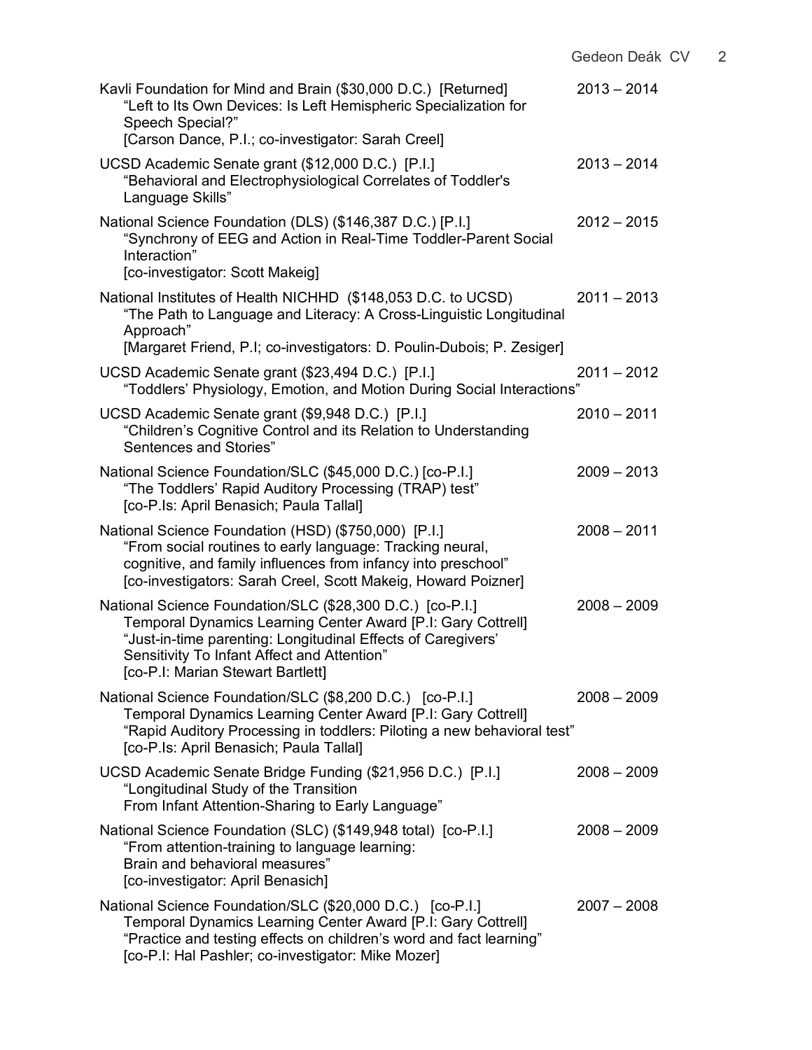Kavli Foundation for Mind and Brain ($30,000 D.C.) [Returned] 2013 – 2014
"Left to Its Own Devices: Is Left Hemispheric Specialization for Speech Special?"
[Carson Dance, P.I.; co-investigator: Sarah Creel]

UCSD Academic Senate grant ($12,000 D.C.) [P.I.] 2013 – 2014
"Behavioral and Electrophysiological Correlates of Toddler's Language Skills"

National Science Foundation (DLS) ($146,387 D.C.) [P.I.] 2012 – 2015
"Synchrony of EEG and Action in Real-Time Toddler-Parent Social Interaction"
[co-investigator: Scott Makeig]

National Institutes of Health NICHHD ($148,053 D.C. to UCSD) 2011 – 2013
"The Path to Language and Literacy: A Cross-Linguistic Longitudinal Approach"
[Margaret Friend, P.I; co-investigators: D. Poulin-Dubois; P. Zesiger]

UCSD Academic Senate grant ($23,494 D.C.) [P.I.] 2011 – 2012
"Toddlers' Physiology, Emotion, and Motion During Social Interactions"

UCSD Academic Senate grant ($9,948 D.C.) [P.I.] 2010 – 2011
"Children's Cognitive Control and its Relation to Understanding Sentences and Stories"

National Science Foundation/SLC ($45,000 D.C.) [co-P.I.] 2009 – 2013
"The Toddlers' Rapid Auditory Processing (TRAP) test"
[co-P.Is: April Benasich; Paula Tallal]

National Science Foundation (HSD) ($750,000) [P.I.] 2008 – 2011
"From social routines to early language: Tracking neural, cognitive, and family influences from infancy into preschool"
[co-investigators: Sarah Creel, Scott Makeig, Howard Poizner]

National Science Foundation/SLC ($28,300 D.C.) [co-P.I.] 2008 – 2009
Temporal Dynamics Learning Center Award [P.I: Gary Cottrell]
"Just-in-time parenting: Longitudinal Effects of Caregivers' Sensitivity To Infant Affect and Attention"
[co-P.I: Marian Stewart Bartlett]

National Science Foundation/SLC ($8,200 D.C.) [co-P.I.] 2008 – 2009
Temporal Dynamics Learning Center Award [P.I: Gary Cottrell]
"Rapid Auditory Processing in toddlers: Piloting a new behavioral test"
[co-P.Is: April Benasich; Paula Tallal]

UCSD Academic Senate Bridge Funding ($21,956 D.C.) [P.I.] 2008 – 2009
"Longitudinal Study of the Transition From Infant Attention-Sharing to Early Language"

National Science Foundation (SLC) ($149,948 total) [co-P.I.] 2008 – 2009
"From attention-training to language learning: Brain and behavioral measures"
[co-investigator: April Benasich]

National Science Foundation/SLC ($20,000 D.C.) [co-P.I.] 2007 – 2008
Temporal Dynamics Learning Center Award [P.I: Gary Cottrell]
"Practice and testing effects on children's word and fact learning"
[co-P.I: Hal Pashler; co-investigator: Mike Mozer]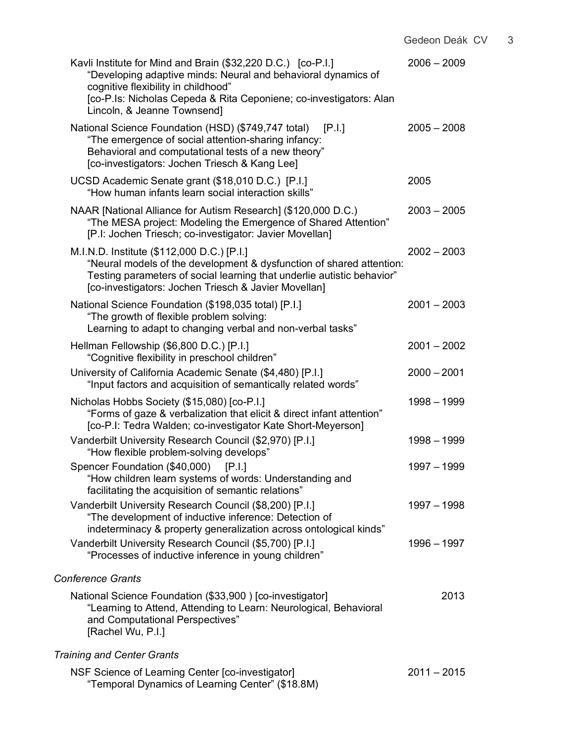Kavli Institute for Mind and Brain ($32,220 D.C.) [co-P.I.] 2006 – 2009
"Developing adaptive minds: Neural and behavioral dynamics of cognitive flexibility in childhood"
[co-P.Is: Nicholas Cepeda & Rita Ceponiene; co-investigators: Alan Lincoln, & Jeanne Townsend]

National Science Foundation (HSD) ($749,747 total) [P.I.] 2005 – 2008
"The emergence of social attention-sharing infancy: Behavioral and computational tests of a new theory"
[co-investigators: Jochen Triesch & Kang Lee]

UCSD Academic Senate grant ($18,010 D.C.) [P.I.] 2005
"How human infants learn social interaction skills"

NAAR [National Alliance for Autism Research] ($120,000 D.C.) 2003 – 2005
"The MESA project: Modeling the Emergence of Shared Attention"
[P.I: Jochen Triesch; co-investigator: Javier Movellan]

M.I.N.D. Institute ($112,000 D.C.) [P.I.] 2002 – 2003
"Neural models of the development & dysfunction of shared attention: Testing parameters of social learning that underlie autistic behavior"
[co-investigators: Jochen Triesch & Javier Movellan]

National Science Foundation ($198,035 total) [P.I.] 2001 – 2003
"The growth of flexible problem solving: Learning to adapt to changing verbal and non-verbal tasks"

Hellman Fellowship ($6,800 D.C.) [P.I.] 2001 – 2002
"Cognitive flexibility in preschool children"

University of California Academic Senate ($4,480) [P.I.] 2000 – 2001
"Input factors and acquisition of semantically related words"

Nicholas Hobbs Society ($15,080) [co-P.I.] 1998 – 1999
"Forms of gaze & verbalization that elicit & direct infant attention"
[co-P.I: Tedra Walden; co-investigator Kate Short-Meyerson]

Vanderbilt University Research Council ($2,970) [P.I.] 1998 – 1999
"How flexible problem-solving develops"

Spencer Foundation ($40,000) [P.I.] 1997 – 1999
"How children learn systems of words: Understanding and facilitating the acquisition of semantic relations"

Vanderbilt University Research Council ($8,200) [P.I.] 1997 – 1998
"The development of inductive inference: Detection of indeterminacy & property generalization across ontological kinds"

Vanderbilt University Research Council ($5,700) [P.I.] 1996 – 1997
"Processes of inductive inference in young children"

*Conference Grants*

National Science Foundation ($33,900 ) [co-investigator] 2013
"Learning to Attend, Attending to Learn: Neurological, Behavioral and Computational Perspectives"
[Rachel Wu, P.I.]

*Training and Center Grants*

NSF Science of Learning Center [co-investigator] 2011 – 2015
"Temporal Dynamics of Learning Center" ($18.8M)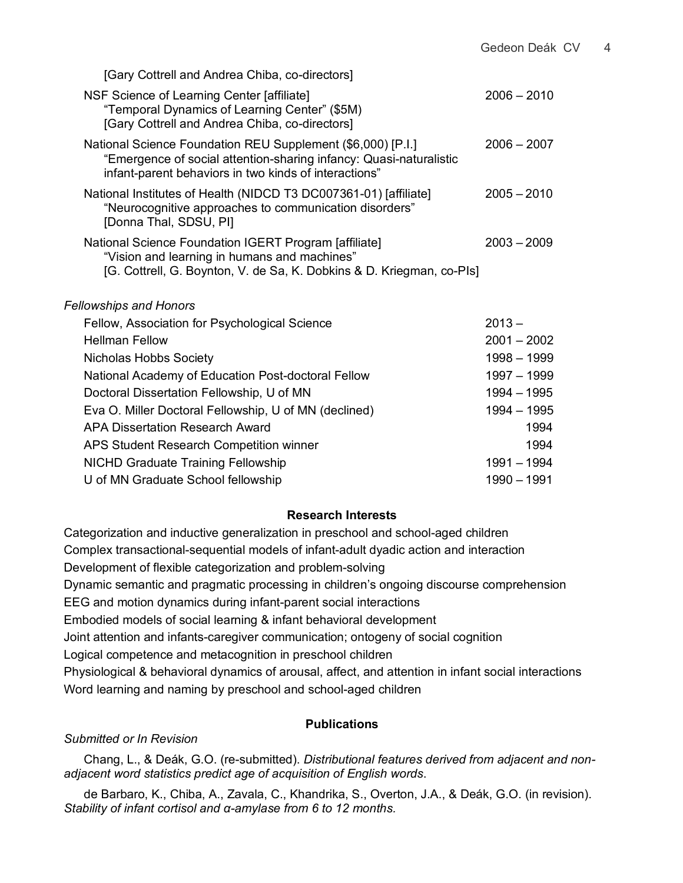[Gary Cottrell and Andrea Chiba, co-directors]

NSF Science of Learning Center [affiliate] 2006 – 2010
“Temporal Dynamics of Learning Center” ($5M)
[Gary Cottrell and Andrea Chiba, co-directors]

National Science Foundation REU Supplement ($6,000) [P.I.] 2006 – 2007
“Emergence of social attention-sharing infancy: Quasi-naturalistic infant-parent behaviors in two kinds of interactions”

National Institutes of Health (NIDCD T3 DC007361-01) [affiliate] 2005 – 2010
“Neurocognitive approaches to communication disorders”
[Donna Thal, SDSU, PI]

National Science Foundation IGERT Program [affiliate] 2003 – 2009
“Vision and learning in humans and machines”
[G. Cottrell, G. Boynton, V. de Sa, K. Dobkins & D. Kriegman, co-PIs]

*Fellowships and Honors*

| | |
|---|---|
| Fellow, Association for Psychological Science | 2013 – |
| Hellman Fellow | 2001 – 2002 |
| Nicholas Hobbs Society | 1998 – 1999 |
| National Academy of Education Post-doctoral Fellow | 1997 – 1999 |
| Doctoral Dissertation Fellowship, U of MN | 1994 – 1995 |
| Eva O. Miller Doctoral Fellowship, U of MN (declined) | 1994 – 1995 |
| APA Dissertation Research Award | 1994 |
| APS Student Research Competition winner | 1994 |
| NICHD Graduate Training Fellowship | 1991 – 1994 |
| U of MN Graduate School fellowship | 1990 – 1991 |

## Research Interests

Categorization and inductive generalization in preschool and school-aged children
Complex transactional-sequential models of infant-adult dyadic action and interaction
Development of flexible categorization and problem-solving
Dynamic semantic and pragmatic processing in children’s ongoing discourse comprehension
EEG and motion dynamics during infant-parent social interactions
Embodied models of social learning & infant behavioral development
Joint attention and infants-caregiver communication; ontogeny of social cognition
Logical competence and metacognition in preschool children
Physiological & behavioral dynamics of arousal, affect, and attention in infant social interactions
Word learning and naming by preschool and school-aged children

## Publications

*Submitted or In Revision*

Chang, L., & Deák, G.O. (re-submitted). *Distributional features derived from adjacent and non-adjacent word statistics predict age of acquisition of English words*.

de Barbaro, K., Chiba, A., Zavala, C., Khandrika, S., Overton, J.A., & Deák, G.O. (in revision). *Stability of infant cortisol and α-amylase from 6 to 12 months.*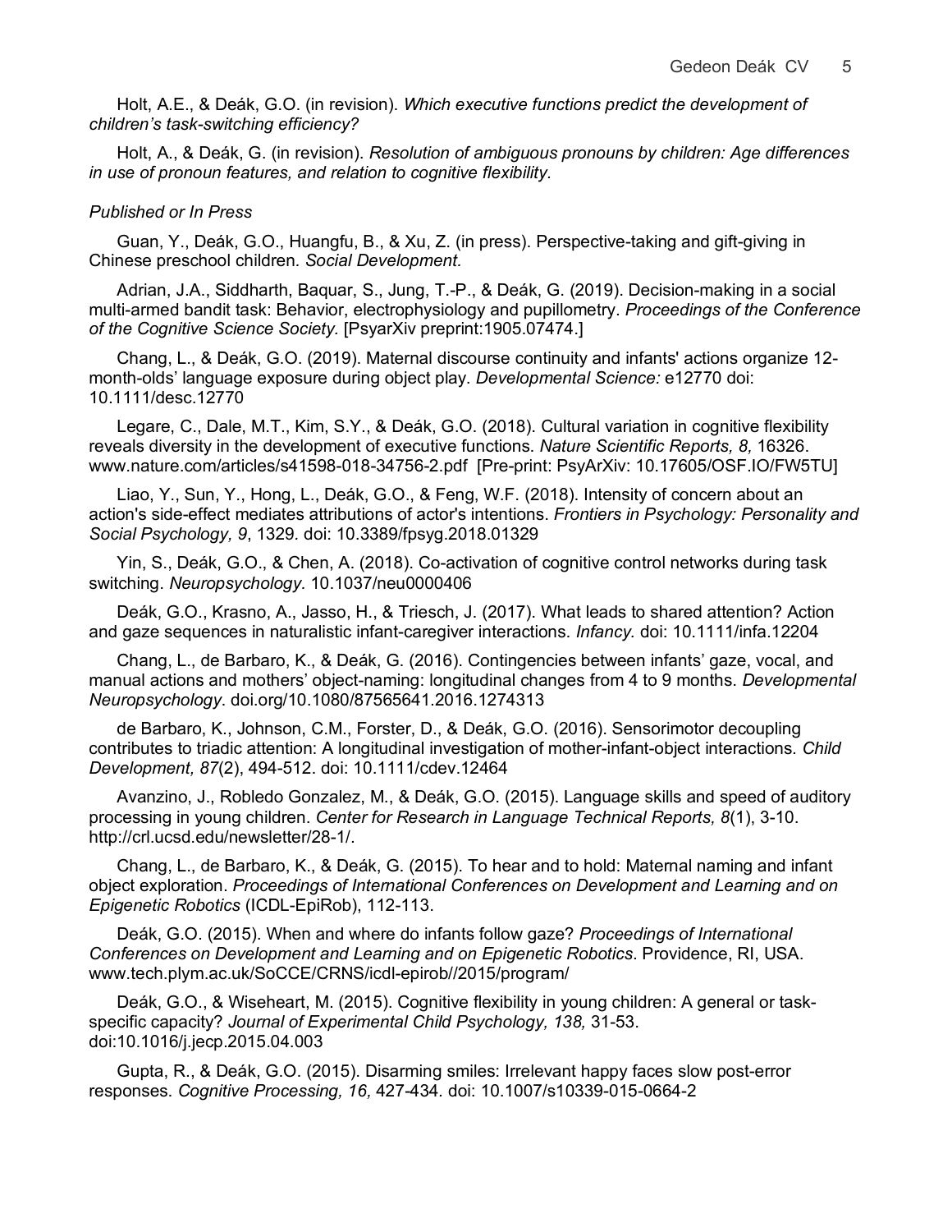Holt, A.E., & Deák, G.O. (in revision). *Which executive functions predict the development of children's task-switching efficiency?*

Holt, A., & Deák, G. (in revision). *Resolution of ambiguous pronouns by children: Age differences in use of pronoun features, and relation to cognitive flexibility.*

*Published or In Press*

Guan, Y., Deák, G.O., Huangfu, B., & Xu, Z. (in press). Perspective-taking and gift-giving in Chinese preschool children. *Social Development.*

Adrian, J.A., Siddharth, Baquar, S., Jung, T.-P., & Deák, G. (2019). Decision-making in a social multi-armed bandit task: Behavior, electrophysiology and pupillometry. *Proceedings of the Conference of the Cognitive Science Society.* [PsyarXiv preprint:1905.07474.]

Chang, L., & Deák, G.O. (2019). Maternal discourse continuity and infants' actions organize 12-month-olds' language exposure during object play. *Developmental Science:* e12770 doi: 10.1111/desc.12770

Legare, C., Dale, M.T., Kim, S.Y., & Deák, G.O. (2018). Cultural variation in cognitive flexibility reveals diversity in the development of executive functions. *Nature Scientific Reports, 8,* 16326. www.nature.com/articles/s41598-018-34756-2.pdf [Pre-print: PsyArXiv: 10.17605/OSF.IO/FW5TU]

Liao, Y., Sun, Y., Hong, L., Deák, G.O., & Feng, W.F. (2018). Intensity of concern about an action's side-effect mediates attributions of actor's intentions. *Frontiers in Psychology: Personality and Social Psychology, 9*, 1329. doi: 10.3389/fpsyg.2018.01329

Yin, S., Deák, G.O., & Chen, A. (2018). Co-activation of cognitive control networks during task switching. *Neuropsychology.* 10.1037/neu0000406

Deák, G.O., Krasno, A., Jasso, H., & Triesch, J. (2017). What leads to shared attention? Action and gaze sequences in naturalistic infant-caregiver interactions. *Infancy.* doi: 10.1111/infa.12204

Chang, L., de Barbaro, K., & Deák, G. (2016). Contingencies between infants' gaze, vocal, and manual actions and mothers' object-naming: longitudinal changes from 4 to 9 months. *Developmental Neuropsychology*. doi.org/10.1080/87565641.2016.1274313

de Barbaro, K., Johnson, C.M., Forster, D., & Deák, G.O. (2016). Sensorimotor decoupling contributes to triadic attention: A longitudinal investigation of mother-infant-object interactions. *Child Development, 87*(2), 494-512. doi: 10.1111/cdev.12464

Avanzino, J., Robledo Gonzalez, M., & Deák, G.O. (2015). Language skills and speed of auditory processing in young children. *Center for Research in Language Technical Reports, 8*(1), 3-10. http://crl.ucsd.edu/newsletter/28-1/.

Chang, L., de Barbaro, K., & Deák, G. (2015). To hear and to hold: Maternal naming and infant object exploration. *Proceedings of International Conferences on Development and Learning and on Epigenetic Robotics* (ICDL-EpiRob), 112-113.

Deák, G.O. (2015). When and where do infants follow gaze? *Proceedings of International Conferences on Development and Learning and on Epigenetic Robotics*. Providence, RI, USA. www.tech.plym.ac.uk/SoCCE/CRNS/icdl-epirob//2015/program/

Deák, G.O., & Wiseheart, M. (2015). Cognitive flexibility in young children: A general or task-specific capacity? *Journal of Experimental Child Psychology, 138,* 31-53. doi:10.1016/j.jecp.2015.04.003

Gupta, R., & Deák, G.O. (2015). Disarming smiles: Irrelevant happy faces slow post-error responses. *Cognitive Processing, 16,* 427-434. doi: 10.1007/s10339-015-0664-2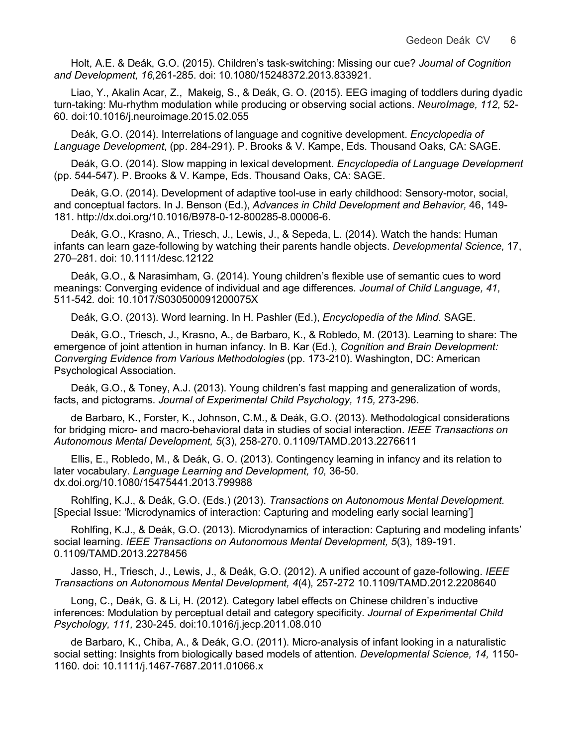Holt, A.E. & Deák, G.O. (2015). Children's task-switching: Missing our cue? *Journal of Cognition and Development, 16,*261-285. doi: 10.1080/15248372.2013.833921.

Liao, Y., Akalin Acar, Z., Makeig, S., & Deák, G. O. (2015). EEG imaging of toddlers during dyadic turn-taking: Mu-rhythm modulation while producing or observing social actions. *NeuroImage, 112,* 52-60. doi:10.1016/j.neuroimage.2015.02.055

Deák, G.O. (2014). Interrelations of language and cognitive development. *Encyclopedia of Language Development*, (pp. 284-291). P. Brooks & V. Kampe, Eds. Thousand Oaks, CA: SAGE.

Deák, G.O. (2014). Slow mapping in lexical development. *Encyclopedia of Language Development* (pp. 544-547). P. Brooks & V. Kampe, Eds. Thousand Oaks, CA: SAGE.

Deák, G.O. (2014). Development of adaptive tool-use in early childhood: Sensory-motor, social, and conceptual factors. In J. Benson (Ed.), *Advances in Child Development and Behavior,* 46, 149-181. http://dx.doi.org/10.1016/B978-0-12-800285-8.00006-6.

Deák, G.O., Krasno, A., Triesch, J., Lewis, J., & Sepeda, L. (2014). Watch the hands: Human infants can learn gaze-following by watching their parents handle objects. *Developmental Science,* 17, 270–281. doi: 10.1111/desc.12122

Deák, G.O., & Narasimham, G. (2014). Young children's flexible use of semantic cues to word meanings: Converging evidence of individual and age differences. *Journal of Child Language, 41,* 511-542. doi: 10.1017/S030500091200075X

Deák, G.O. (2013). Word learning. In H. Pashler (Ed.), *Encyclopedia of the Mind.* SAGE.

Deák, G.O., Triesch, J., Krasno, A., de Barbaro, K., & Robledo, M. (2013). Learning to share: The emergence of joint attention in human infancy. In B. Kar (Ed.), *Cognition and Brain Development: Converging Evidence from Various Methodologies* (pp. 173-210). Washington, DC: American Psychological Association.

Deák, G.O., & Toney, A.J. (2013). Young children's fast mapping and generalization of words, facts, and pictograms. *Journal of Experimental Child Psychology, 115,* 273-296.

de Barbaro, K., Forster, K., Johnson, C.M., & Deák, G.O. (2013). Methodological considerations for bridging micro- and macro-behavioral data in studies of social interaction. *IEEE Transactions on Autonomous Mental Development, 5*(3), 258-270. 0.1109/TAMD.2013.2276611

Ellis, E., Robledo, M., & Deák, G. O. (2013). Contingency learning in infancy and its relation to later vocabulary. *Language Learning and Development, 10,* 36-50. dx.doi.org/10.1080/15475441.2013.799988

Rohlfing, K.J., & Deák, G.O. (Eds.) (2013). *Transactions on Autonomous Mental Development.* [Special Issue: 'Microdynamics of interaction: Capturing and modeling early social learning']

Rohlfing, K.J., & Deák, G.O. (2013). Microdynamics of interaction: Capturing and modeling infants' social learning. *IEEE Transactions on Autonomous Mental Development, 5*(3), 189-191. 0.1109/TAMD.2013.2278456

Jasso, H., Triesch, J., Lewis, J., & Deák, G.O. (2012). A unified account of gaze-following. *IEEE Transactions on Autonomous Mental Development, 4*(4)*,* 257-272 10.1109/TAMD.2012.2208640

Long, C., Deák, G. & Li, H. (2012). Category label effects on Chinese children's inductive inferences: Modulation by perceptual detail and category specificity. *Journal of Experimental Child Psychology, 111,* 230-245. doi:10.1016/j.jecp.2011.08.010

de Barbaro, K., Chiba, A., & Deák, G.O. (2011). Micro-analysis of infant looking in a naturalistic social setting: Insights from biologically based models of attention. *Developmental Science, 14,* 1150-1160. doi: 10.1111/j.1467-7687.2011.01066.x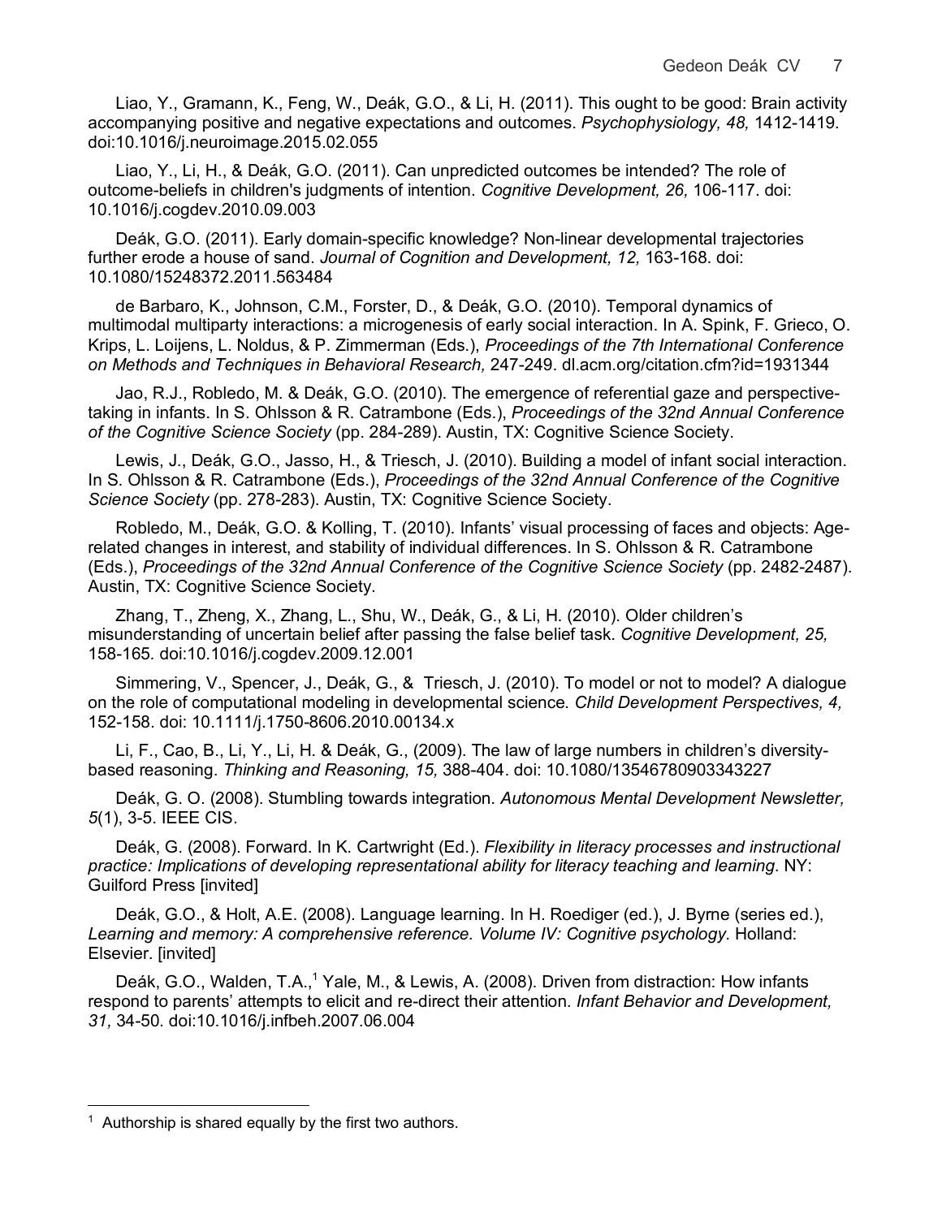Liao, Y., Gramann, K., Feng, W., Deák, G.O., & Li, H. (2011). This ought to be good: Brain activity accompanying positive and negative expectations and outcomes. *Psychophysiology, 48,* 1412-1419. doi:10.1016/j.neuroimage.2015.02.055

Liao, Y., Li, H., & Deák, G.O. (2011). Can unpredicted outcomes be intended? The role of outcome-beliefs in children's judgments of intention. *Cognitive Development, 26,* 106-117. doi: 10.1016/j.cogdev.2010.09.003

Deák, G.O. (2011). Early domain-specific knowledge? Non-linear developmental trajectories further erode a house of sand. *Journal of Cognition and Development, 12,* 163-168. doi: 10.1080/15248372.2011.563484

de Barbaro, K., Johnson, C.M., Forster, D., & Deák, G.O. (2010). Temporal dynamics of multimodal multiparty interactions: a microgenesis of early social interaction. In A. Spink, F. Grieco, O. Krips, L. Loijens, L. Noldus, & P. Zimmerman (Eds.), *Proceedings of the 7th International Conference on Methods and Techniques in Behavioral Research,* 247-249. dl.acm.org/citation.cfm?id=1931344

Jao, R.J., Robledo, M. & Deák, G.O. (2010). The emergence of referential gaze and perspective-taking in infants. In S. Ohlsson & R. Catrambone (Eds.), *Proceedings of the 32nd Annual Conference of the Cognitive Science Society* (pp. 284-289). Austin, TX: Cognitive Science Society.

Lewis, J., Deák, G.O., Jasso, H., & Triesch, J. (2010). Building a model of infant social interaction. In S. Ohlsson & R. Catrambone (Eds.), *Proceedings of the 32nd Annual Conference of the Cognitive Science Society* (pp. 278-283). Austin, TX: Cognitive Science Society.

Robledo, M., Deák, G.O. & Kolling, T. (2010). Infants' visual processing of faces and objects: Age-related changes in interest, and stability of individual differences. In S. Ohlsson & R. Catrambone (Eds.), *Proceedings of the 32nd Annual Conference of the Cognitive Science Society* (pp. 2482-2487). Austin, TX: Cognitive Science Society.

Zhang, T., Zheng, X., Zhang, L., Shu, W., Deák, G., & Li, H. (2010). Older children's misunderstanding of uncertain belief after passing the false belief task. *Cognitive Development, 25,* 158-165. doi:10.1016/j.cogdev.2009.12.001

Simmering, V., Spencer, J., Deák, G., & Triesch, J. (2010). To model or not to model? A dialogue on the role of computational modeling in developmental science. *Child Development Perspectives, 4,* 152-158. doi: 10.1111/j.1750-8606.2010.00134.x

Li, F., Cao, B., Li, Y., Li, H. & Deák, G., (2009). The law of large numbers in children's diversity-based reasoning. *Thinking and Reasoning, 15,* 388-404. doi: 10.1080/13546780903343227

Deák, G. O. (2008). Stumbling towards integration. *Autonomous Mental Development Newsletter, 5*(1), 3-5. IEEE CIS.

Deák, G. (2008). Forward. In K. Cartwright (Ed.). *Flexibility in literacy processes and instructional practice: Implications of developing representational ability for literacy teaching and learning*. NY: Guilford Press [invited]

Deák, G.O., & Holt, A.E. (2008). Language learning. In H. Roediger (ed.), J. Byrne (series ed.), *Learning and memory: A comprehensive reference. Volume IV: Cognitive psychology.* Holland: Elsevier. [invited]

Deák, G.O., Walden, T.A.,[1] Yale, M., & Lewis, A. (2008). Driven from distraction: How infants respond to parents' attempts to elicit and re-direct their attention. *Infant Behavior and Development, 31,* 34-50. doi:10.1016/j.infbeh.2007.06.004

---

[1] Authorship is shared equally by the first two authors.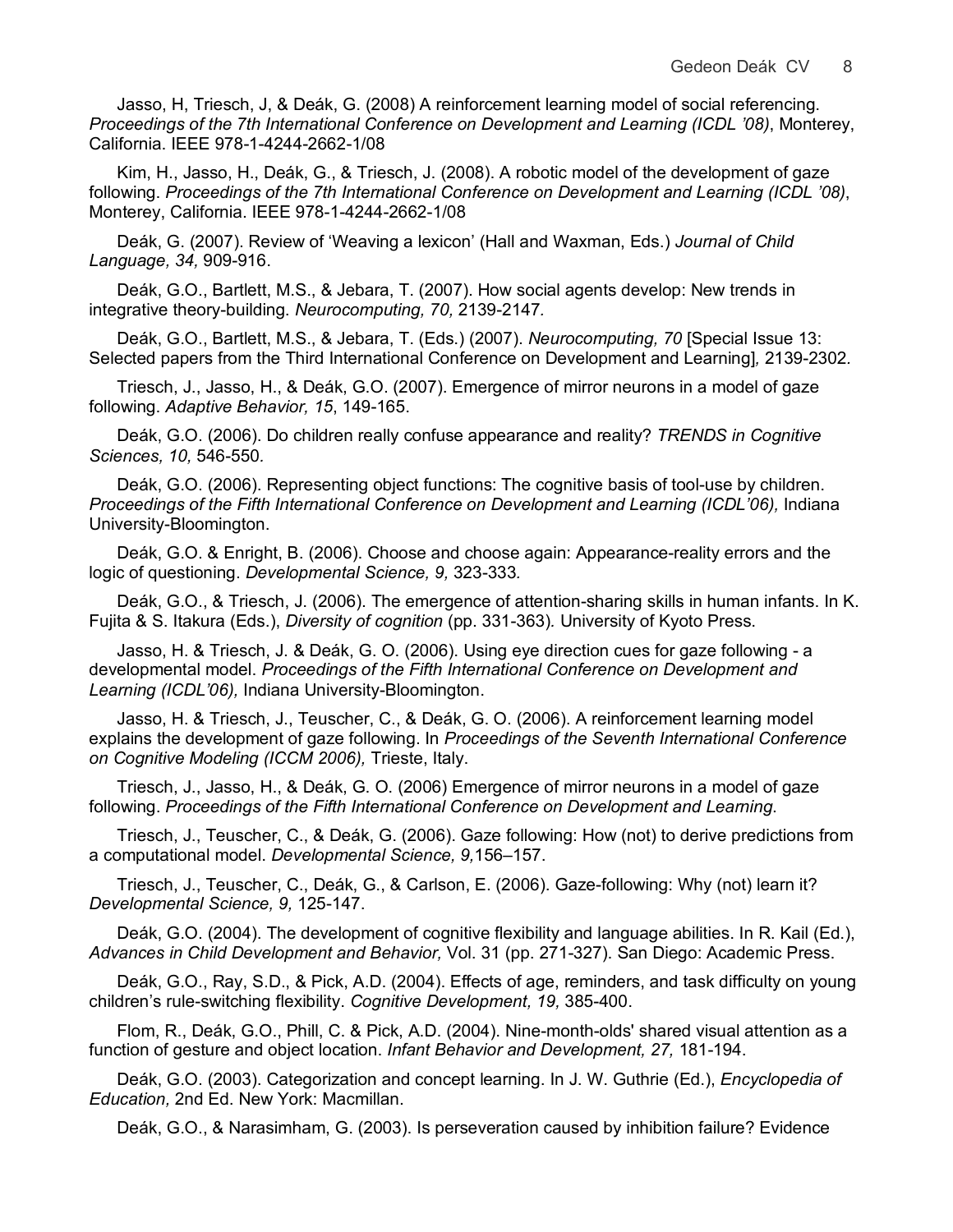Jasso, H, Triesch, J, & Deák, G. (2008) A reinforcement learning model of social referencing. *Proceedings of the 7th International Conference on Development and Learning (ICDL '08)*, Monterey, California. IEEE 978-1-4244-2662-1/08

Kim, H., Jasso, H., Deák, G., & Triesch, J. (2008). A robotic model of the development of gaze following. *Proceedings of the 7th International Conference on Development and Learning (ICDL '08)*, Monterey, California. IEEE 978-1-4244-2662-1/08

Deák, G. (2007). Review of 'Weaving a lexicon' (Hall and Waxman, Eds.) *Journal of Child Language, 34,* 909-916.

Deák, G.O., Bartlett, M.S., & Jebara, T. (2007). How social agents develop: New trends in integrative theory-building. *Neurocomputing, 70,* 2139-2147.

Deák, G.O., Bartlett, M.S., & Jebara, T. (Eds.) (2007). *Neurocomputing, 70* [Special Issue 13: Selected papers from the Third International Conference on Development and Learning]*,* 2139-2302.

Triesch, J., Jasso, H., & Deák, G.O. (2007). Emergence of mirror neurons in a model of gaze following. *Adaptive Behavior, 15*, 149-165.

Deák, G.O. (2006). Do children really confuse appearance and reality? *TRENDS in Cognitive Sciences, 10,* 546-550.

Deák, G.O. (2006). Representing object functions: The cognitive basis of tool-use by children. *Proceedings of the Fifth International Conference on Development and Learning (ICDL'06),* Indiana University-Bloomington.

Deák, G.O. & Enright, B. (2006). Choose and choose again: Appearance-reality errors and the logic of questioning. *Developmental Science, 9,* 323-333.

Deák, G.O., & Triesch, J. (2006). The emergence of attention-sharing skills in human infants. In K. Fujita & S. Itakura (Eds.), *Diversity of cognition* (pp. 331-363). University of Kyoto Press.

Jasso, H. & Triesch, J. & Deák, G. O. (2006). Using eye direction cues for gaze following - a developmental model. *Proceedings of the Fifth International Conference on Development and Learning (ICDL'06),* Indiana University-Bloomington.

Jasso, H. & Triesch, J., Teuscher, C., & Deák, G. O. (2006). A reinforcement learning model explains the development of gaze following. In *Proceedings of the Seventh International Conference on Cognitive Modeling (ICCM 2006),* Trieste, Italy.

Triesch, J., Jasso, H., & Deák, G. O. (2006) Emergence of mirror neurons in a model of gaze following. *Proceedings of the Fifth International Conference on Development and Learning*.

Triesch, J., Teuscher, C., & Deák, G. (2006). Gaze following: How (not) to derive predictions from a computational model. *Developmental Science, 9,*156–157.

Triesch, J., Teuscher, C., Deák, G., & Carlson, E. (2006). Gaze-following: Why (not) learn it? *Developmental Science, 9,* 125-147.

Deák, G.O. (2004). The development of cognitive flexibility and language abilities. In R. Kail (Ed.), *Advances in Child Development and Behavior,* Vol. 31 (pp. 271-327). San Diego: Academic Press.

Deák, G.O., Ray, S.D., & Pick, A.D. (2004). Effects of age, reminders, and task difficulty on young children's rule-switching flexibility. *Cognitive Development, 19,* 385-400.

Flom, R., Deák, G.O., Phill, C. & Pick, A.D. (2004). Nine-month-olds' shared visual attention as a function of gesture and object location. *Infant Behavior and Development, 27,* 181-194.

Deák, G.O. (2003). Categorization and concept learning. In J. W. Guthrie (Ed.), *Encyclopedia of Education,* 2nd Ed. New York: Macmillan.

Deák, G.O., & Narasimham, G. (2003). Is perseveration caused by inhibition failure? Evidence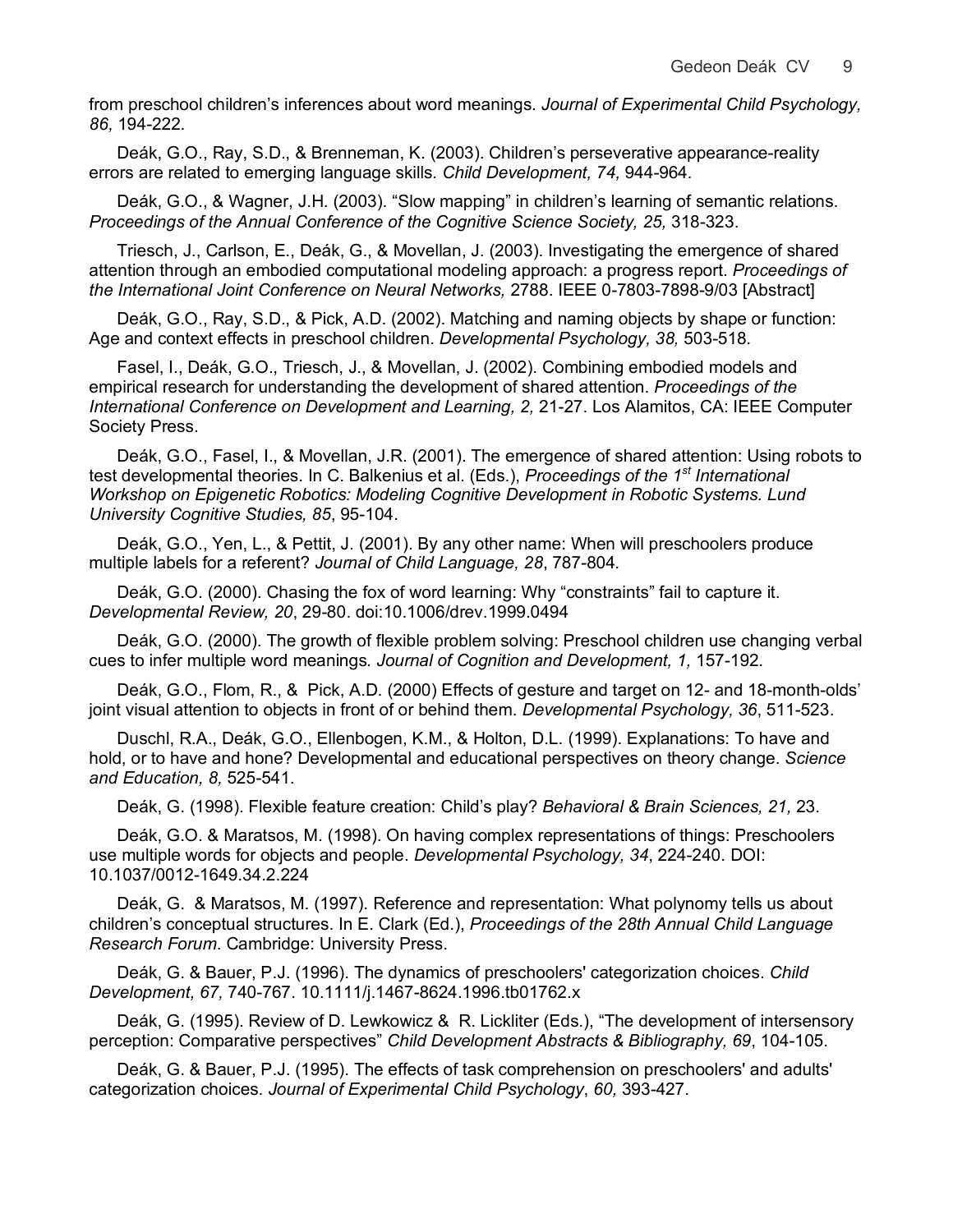from preschool children's inferences about word meanings. *Journal of Experimental Child Psychology, 86,* 194-222.

Deák, G.O., Ray, S.D., & Brenneman, K. (2003). Children's perseverative appearance-reality errors are related to emerging language skills. *Child Development, 74,* 944-964.

Deák, G.O., & Wagner, J.H. (2003). "Slow mapping" in children's learning of semantic relations. *Proceedings of the Annual Conference of the Cognitive Science Society, 25,* 318-323.

Triesch, J., Carlson, E., Deák, G., & Movellan, J. (2003). Investigating the emergence of shared attention through an embodied computational modeling approach: a progress report. *Proceedings of the International Joint Conference on Neural Networks,* 2788. IEEE 0-7803-7898-9/03 [Abstract]

Deák, G.O., Ray, S.D., & Pick, A.D. (2002). Matching and naming objects by shape or function: Age and context effects in preschool children. *Developmental Psychology, 38,* 503-518.

Fasel, I., Deák, G.O., Triesch, J., & Movellan, J. (2002). Combining embodied models and empirical research for understanding the development of shared attention. *Proceedings of the International Conference on Development and Learning, 2,* 21-27. Los Alamitos, CA: IEEE Computer Society Press.

Deák, G.O., Fasel, I., & Movellan, J.R. (2001). The emergence of shared attention: Using robots to test developmental theories. In C. Balkenius et al. (Eds.), *Proceedings of the 1st International Workshop on Epigenetic Robotics: Modeling Cognitive Development in Robotic Systems. Lund University Cognitive Studies, 85*, 95-104.

Deák, G.O., Yen, L., & Pettit, J. (2001). By any other name: When will preschoolers produce multiple labels for a referent? *Journal of Child Language, 28*, 787-804.

Deák, G.O. (2000). Chasing the fox of word learning: Why "constraints" fail to capture it. *Developmental Review, 20*, 29-80. doi:10.1006/drev.1999.0494

Deák, G.O. (2000). The growth of flexible problem solving: Preschool children use changing verbal cues to infer multiple word meanings. *Journal of Cognition and Development, 1,* 157-192.

Deák, G.O., Flom, R., & Pick, A.D. (2000) Effects of gesture and target on 12- and 18-month-olds' joint visual attention to objects in front of or behind them. *Developmental Psychology, 36*, 511-523.

Duschl, R.A., Deák, G.O., Ellenbogen, K.M., & Holton, D.L. (1999). Explanations: To have and hold, or to have and hone? Developmental and educational perspectives on theory change. *Science and Education, 8,* 525-541.

Deák, G. (1998). Flexible feature creation: Child's play? *Behavioral & Brain Sciences, 21,* 23.

Deák, G.O. & Maratsos, M. (1998). On having complex representations of things: Preschoolers use multiple words for objects and people. *Developmental Psychology, 34*, 224-240. DOI: 10.1037/0012-1649.34.2.224

Deák, G. & Maratsos, M. (1997). Reference and representation: What polynomy tells us about children's conceptual structures. In E. Clark (Ed.), *Proceedings of the 28th Annual Child Language Research Forum*. Cambridge: University Press.

Deák, G. & Bauer, P.J. (1996). The dynamics of preschoolers' categorization choices. *Child Development, 67,* 740-767. 10.1111/j.1467-8624.1996.tb01762.x

Deák, G. (1995). Review of D. Lewkowicz & R. Lickliter (Eds.), "The development of intersensory perception: Comparative perspectives" *Child Development Abstracts & Bibliography, 69*, 104-105.

Deák, G. & Bauer, P.J. (1995). The effects of task comprehension on preschoolers' and adults' categorization choices. *Journal of Experimental Child Psychology*, *60,* 393-427.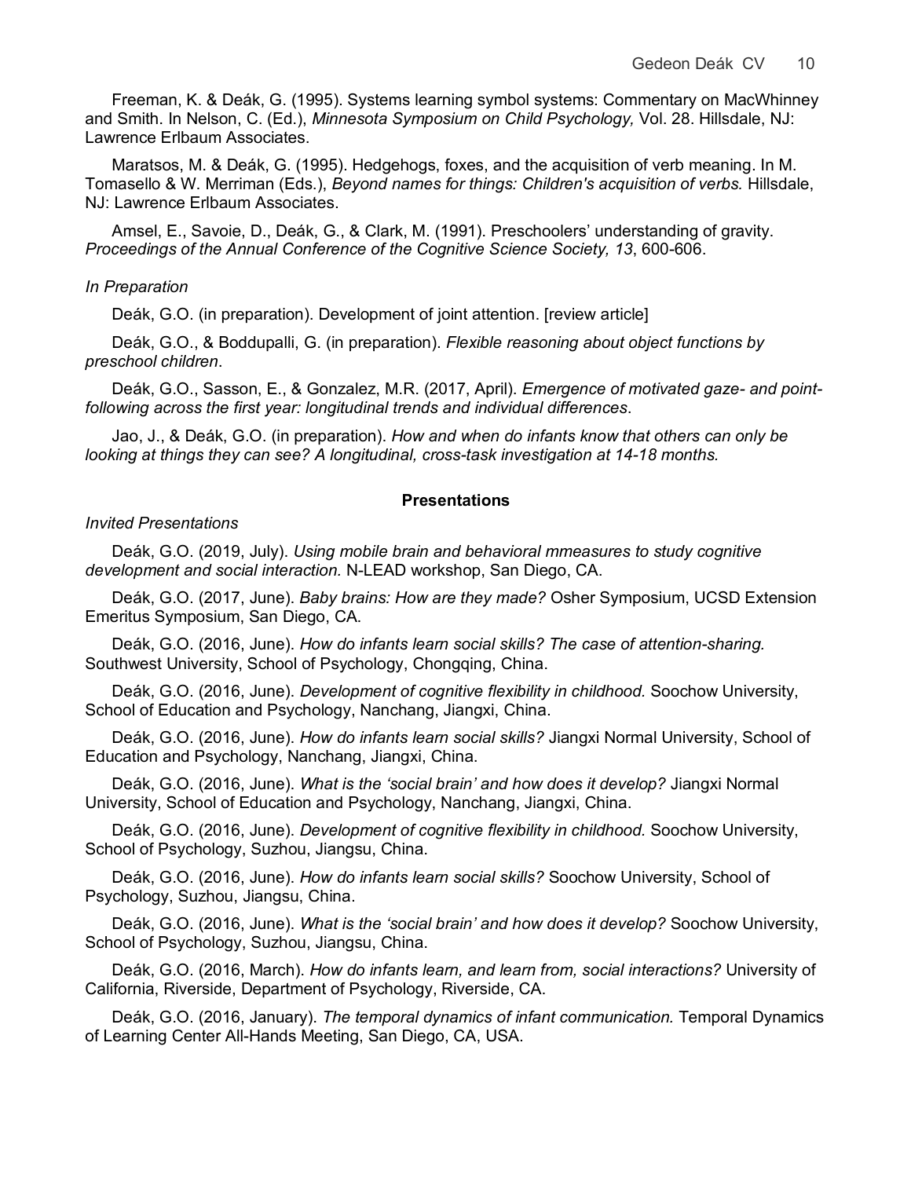Freeman, K. & Deák, G. (1995). Systems learning symbol systems: Commentary on MacWhinney and Smith. In Nelson, C. (Ed.), *Minnesota Symposium on Child Psychology,* Vol. 28. Hillsdale, NJ: Lawrence Erlbaum Associates.

Maratsos, M. & Deák, G. (1995). Hedgehogs, foxes, and the acquisition of verb meaning. In M. Tomasello & W. Merriman (Eds.), *Beyond names for things: Children's acquisition of verbs.* Hillsdale, NJ: Lawrence Erlbaum Associates.

Amsel, E., Savoie, D., Deák, G., & Clark, M. (1991). Preschoolers' understanding of gravity. *Proceedings of the Annual Conference of the Cognitive Science Society, 13*, 600-606.

*In Preparation*

Deák, G.O. (in preparation). Development of joint attention. [review article]

Deák, G.O., & Boddupalli, G. (in preparation). *Flexible reasoning about object functions by preschool children*.

Deák, G.O., Sasson, E., & Gonzalez, M.R. (2017, April). *Emergence of motivated gaze- and point-following across the first year: longitudinal trends and individual differences*.

Jao, J., & Deák, G.O. (in preparation). *How and when do infants know that others can only be looking at things they can see? A longitudinal, cross-task investigation at 14-18 months.*

## Presentations

*Invited Presentations*

Deák, G.O. (2019, July). *Using mobile brain and behavioral mmeasures to study cognitive development and social interaction.* N-LEAD workshop, San Diego, CA.

Deák, G.O. (2017, June). *Baby brains: How are they made?* Osher Symposium, UCSD Extension Emeritus Symposium, San Diego, CA.

Deák, G.O. (2016, June). *How do infants learn social skills? The case of attention-sharing.* Southwest University, School of Psychology, Chongqing, China.

Deák, G.O. (2016, June). *Development of cognitive flexibility in childhood.* Soochow University, School of Education and Psychology, Nanchang, Jiangxi, China.

Deák, G.O. (2016, June). *How do infants learn social skills?* Jiangxi Normal University, School of Education and Psychology, Nanchang, Jiangxi, China.

Deák, G.O. (2016, June). *What is the 'social brain' and how does it develop?* Jiangxi Normal University, School of Education and Psychology, Nanchang, Jiangxi, China.

Deák, G.O. (2016, June). *Development of cognitive flexibility in childhood.* Soochow University, School of Psychology, Suzhou, Jiangsu, China.

Deák, G.O. (2016, June). *How do infants learn social skills?* Soochow University, School of Psychology, Suzhou, Jiangsu, China.

Deák, G.O. (2016, June). *What is the 'social brain' and how does it develop?* Soochow University, School of Psychology, Suzhou, Jiangsu, China.

Deák, G.O. (2016, March). *How do infants learn, and learn from, social interactions?* University of California, Riverside, Department of Psychology, Riverside, CA.

Deák, G.O. (2016, January). *The temporal dynamics of infant communication.* Temporal Dynamics of Learning Center All-Hands Meeting, San Diego, CA, USA.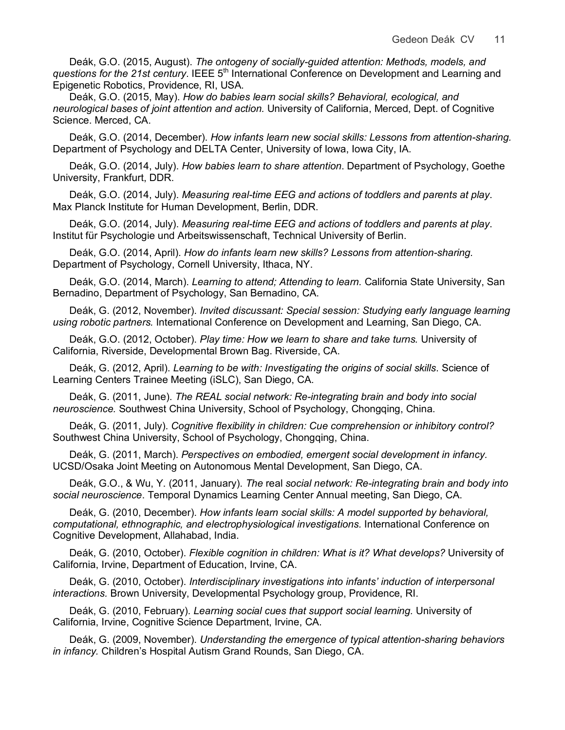Deák, G.O. (2015, August). *The ontogeny of socially-guided attention: Methods, models, and questions for the 21st century*. IEEE 5th International Conference on Development and Learning and Epigenetic Robotics, Providence, RI, USA.

Deák, G.O. (2015, May). *How do babies learn social skills? Behavioral, ecological, and neurological bases of joint attention and action.* University of California, Merced, Dept. of Cognitive Science. Merced, CA.

Deák, G.O. (2014, December). *How infants learn new social skills: Lessons from attention-sharing.* Department of Psychology and DELTA Center, University of Iowa, Iowa City, IA.

Deák, G.O. (2014, July). *How babies learn to share attention*. Department of Psychology, Goethe University, Frankfurt, DDR.

Deák, G.O. (2014, July). *Measuring real-time EEG and actions of toddlers and parents at play*. Max Planck Institute for Human Development, Berlin, DDR.

Deák, G.O. (2014, July). *Measuring real-time EEG and actions of toddlers and parents at play*. Institut für Psychologie und Arbeitswissenschaft, Technical University of Berlin.

Deák, G.O. (2014, April). *How do infants learn new skills? Lessons from attention-sharing.* Department of Psychology, Cornell University, Ithaca, NY.

Deák, G.O. (2014, March). *Learning to attend; Attending to learn.* California State University, San Bernadino, Department of Psychology, San Bernadino, CA.

Deák, G. (2012, November). *Invited discussant: Special session: Studying early language learning using robotic partners.* International Conference on Development and Learning, San Diego, CA.

Deák, G.O. (2012, October). *Play time: How we learn to share and take turns.* University of California, Riverside, Developmental Brown Bag. Riverside, CA.

Deák, G. (2012, April). *Learning to be with: Investigating the origins of social skills*. Science of Learning Centers Trainee Meeting (iSLC), San Diego, CA.

Deák, G. (2011, June). *The REAL social network: Re-integrating brain and body into social neuroscience.* Southwest China University, School of Psychology, Chongqing, China.

Deák, G. (2011, July). *Cognitive flexibility in children: Cue comprehension or inhibitory control?* Southwest China University, School of Psychology, Chongqing, China.

Deák, G. (2011, March). *Perspectives on embodied, emergent social development in infancy.* UCSD/Osaka Joint Meeting on Autonomous Mental Development, San Diego, CA.

Deák, G.O., & Wu, Y. (2011, January). *The* real *social network: Re-integrating brain and body into social neuroscience*. Temporal Dynamics Learning Center Annual meeting, San Diego, CA.

Deák, G. (2010, December). *How infants learn social skills: A model supported by behavioral, computational, ethnographic, and electrophysiological investigations.* International Conference on Cognitive Development, Allahabad, India.

Deák, G. (2010, October). *Flexible cognition in children: What is it? What develops?* University of California, Irvine, Department of Education, Irvine, CA.

Deák, G. (2010, October). *Interdisciplinary investigations into infants' induction of interpersonal interactions.* Brown University, Developmental Psychology group, Providence, RI.

Deák, G. (2010, February). *Learning social cues that support social learning.* University of California, Irvine, Cognitive Science Department, Irvine, CA.

Deák, G. (2009, November). *Understanding the emergence of typical attention-sharing behaviors in infancy.* Children's Hospital Autism Grand Rounds, San Diego, CA.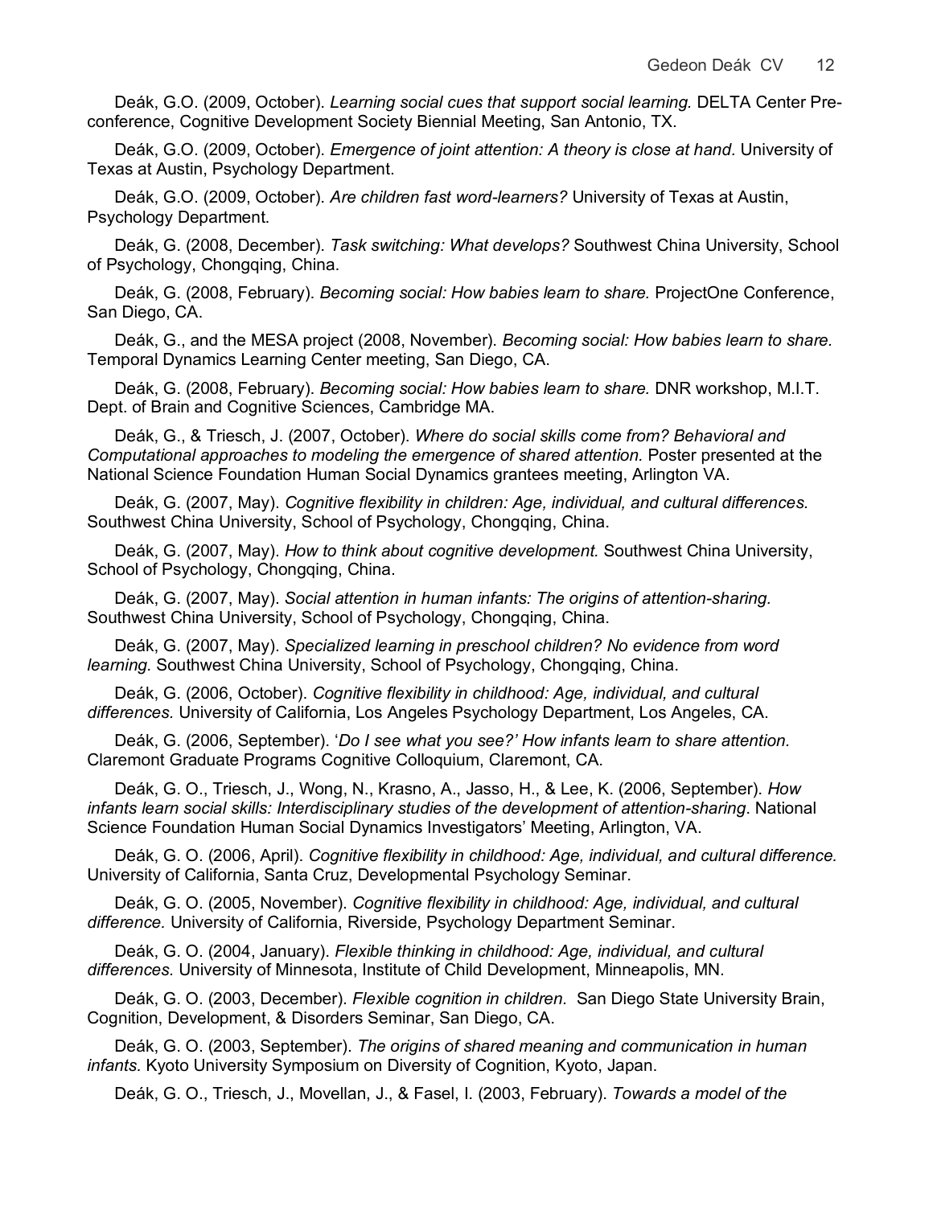Deák, G.O. (2009, October). *Learning social cues that support social learning.* DELTA Center Pre-conference, Cognitive Development Society Biennial Meeting, San Antonio, TX.

Deák, G.O. (2009, October). *Emergence of joint attention: A theory is close at hand.* University of Texas at Austin, Psychology Department.

Deák, G.O. (2009, October). *Are children fast word-learners?* University of Texas at Austin, Psychology Department.

Deák, G. (2008, December). *Task switching: What develops?* Southwest China University, School of Psychology, Chongqing, China.

Deák, G. (2008, February). *Becoming social: How babies learn to share.* ProjectOne Conference, San Diego, CA.

Deák, G., and the MESA project (2008, November). *Becoming social: How babies learn to share.* Temporal Dynamics Learning Center meeting, San Diego, CA.

Deák, G. (2008, February). *Becoming social: How babies learn to share.* DNR workshop, M.I.T. Dept. of Brain and Cognitive Sciences, Cambridge MA.

Deák, G., & Triesch, J. (2007, October). *Where do social skills come from? Behavioral and Computational approaches to modeling the emergence of shared attention.* Poster presented at the National Science Foundation Human Social Dynamics grantees meeting, Arlington VA.

Deák, G. (2007, May). *Cognitive flexibility in children: Age, individual, and cultural differences.* Southwest China University, School of Psychology, Chongqing, China.

Deák, G. (2007, May). *How to think about cognitive development.* Southwest China University, School of Psychology, Chongqing, China.

Deák, G. (2007, May). *Social attention in human infants: The origins of attention-sharing.* Southwest China University, School of Psychology, Chongqing, China.

Deák, G. (2007, May). *Specialized learning in preschool children? No evidence from word learning.* Southwest China University, School of Psychology, Chongqing, China.

Deák, G. (2006, October). *Cognitive flexibility in childhood: Age, individual, and cultural differences.* University of California, Los Angeles Psychology Department, Los Angeles, CA.

Deák, G. (2006, September). '*Do I see what you see?' How infants learn to share attention.* Claremont Graduate Programs Cognitive Colloquium, Claremont, CA.

Deák, G. O., Triesch, J., Wong, N., Krasno, A., Jasso, H., & Lee, K. (2006, September). *How infants learn social skills: Interdisciplinary studies of the development of attention-sharing*. National Science Foundation Human Social Dynamics Investigators' Meeting, Arlington, VA.

Deák, G. O. (2006, April). *Cognitive flexibility in childhood: Age, individual, and cultural difference.* University of California, Santa Cruz, Developmental Psychology Seminar.

Deák, G. O. (2005, November). *Cognitive flexibility in childhood: Age, individual, and cultural difference.* University of California, Riverside, Psychology Department Seminar.

Deák, G. O. (2004, January). *Flexible thinking in childhood: Age, individual, and cultural differences.* University of Minnesota, Institute of Child Development, Minneapolis, MN.

Deák, G. O. (2003, December). *Flexible cognition in children.* San Diego State University Brain, Cognition, Development, & Disorders Seminar, San Diego, CA.

Deák, G. O. (2003, September). *The origins of shared meaning and communication in human infants.* Kyoto University Symposium on Diversity of Cognition, Kyoto, Japan.

Deák, G. O., Triesch, J., Movellan, J., & Fasel, I. (2003, February). *Towards a model of the*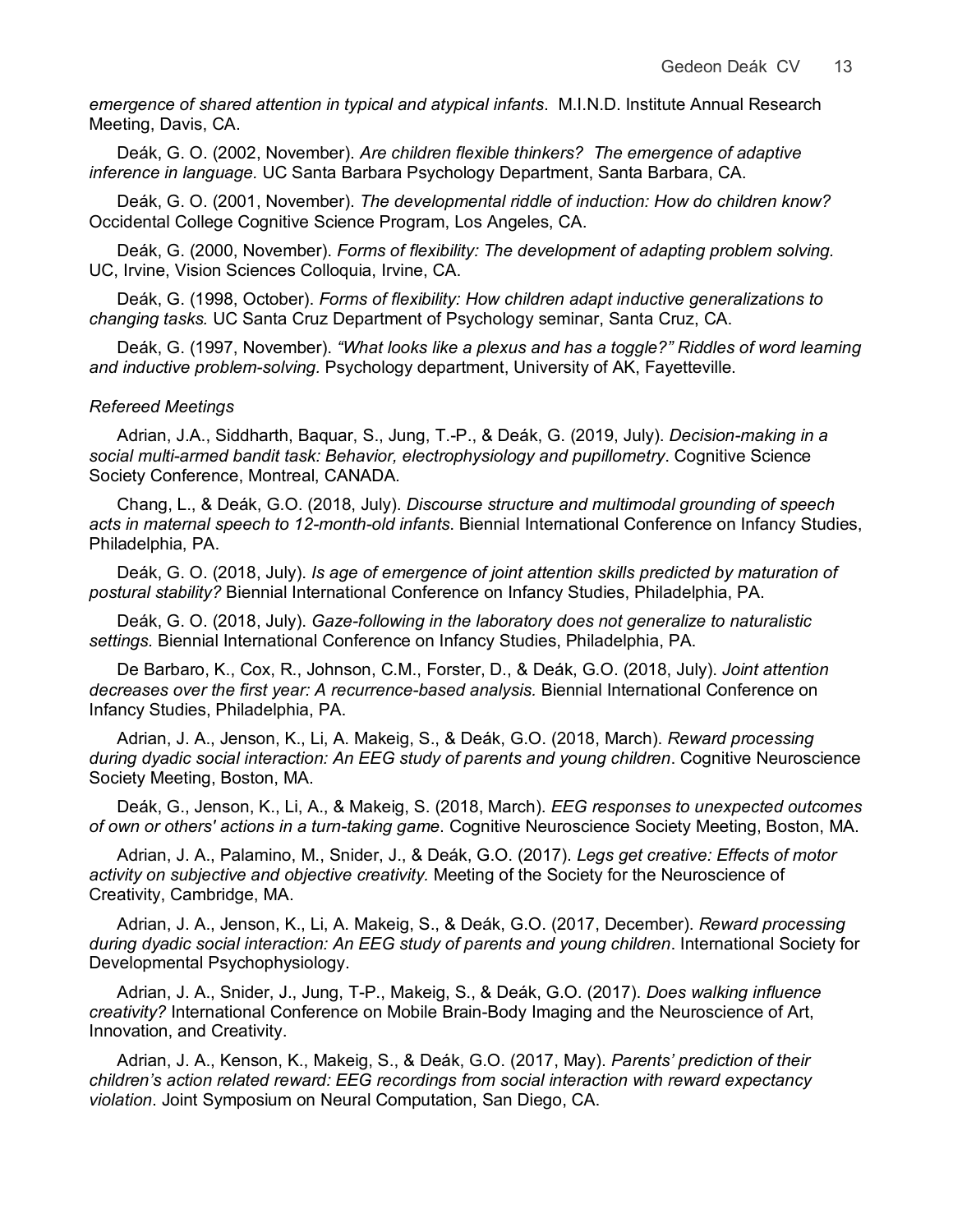*emergence of shared attention in typical and atypical infants*. M.I.N.D. Institute Annual Research Meeting, Davis, CA.

Deák, G. O. (2002, November). *Are children flexible thinkers? The emergence of adaptive inference in language.* UC Santa Barbara Psychology Department, Santa Barbara, CA.

Deák, G. O. (2001, November). *The developmental riddle of induction: How do children know?* Occidental College Cognitive Science Program, Los Angeles, CA.

Deák, G. (2000, November). *Forms of flexibility: The development of adapting problem solving.* UC, Irvine, Vision Sciences Colloquia, Irvine, CA.

Deák, G. (1998, October). *Forms of flexibility: How children adapt inductive generalizations to changing tasks.* UC Santa Cruz Department of Psychology seminar, Santa Cruz, CA.

Deák, G. (1997, November). *"What looks like a plexus and has a toggle?" Riddles of word learning and inductive problem-solving.* Psychology department, University of AK, Fayetteville.

*Refereed Meetings*

Adrian, J.A., Siddharth, Baquar, S., Jung, T.-P., & Deák, G. (2019, July). *Decision-making in a social multi-armed bandit task: Behavior, electrophysiology and pupillometry*. Cognitive Science Society Conference, Montreal, CANADA.

Chang, L., & Deák, G.O. (2018, July). *Discourse structure and multimodal grounding of speech acts in maternal speech to 12-month-old infants*. Biennial International Conference on Infancy Studies, Philadelphia, PA.

Deák, G. O. (2018, July). *Is age of emergence of joint attention skills predicted by maturation of postural stability?* Biennial International Conference on Infancy Studies, Philadelphia, PA.

Deák, G. O. (2018, July). *Gaze-following in the laboratory does not generalize to naturalistic settings.* Biennial International Conference on Infancy Studies, Philadelphia, PA.

De Barbaro, K., Cox, R., Johnson, C.M., Forster, D., & Deák, G.O. (2018, July). *Joint attention decreases over the first year: A recurrence-based analysis.* Biennial International Conference on Infancy Studies, Philadelphia, PA.

Adrian, J. A., Jenson, K., Li, A. Makeig, S., & Deák, G.O. (2018, March). *Reward processing during dyadic social interaction: An EEG study of parents and young children*. Cognitive Neuroscience Society Meeting, Boston, MA.

Deák, G., Jenson, K., Li, A., & Makeig, S. (2018, March). *EEG responses to unexpected outcomes of own or others' actions in a turn-taking game*. Cognitive Neuroscience Society Meeting, Boston, MA.

Adrian, J. A., Palamino, M., Snider, J., & Deák, G.O. (2017). *Legs get creative: Effects of motor activity on subjective and objective creativity.* Meeting of the Society for the Neuroscience of Creativity, Cambridge, MA.

Adrian, J. A., Jenson, K., Li, A. Makeig, S., & Deák, G.O. (2017, December). *Reward processing during dyadic social interaction: An EEG study of parents and young children*. International Society for Developmental Psychophysiology.

Adrian, J. A., Snider, J., Jung, T-P., Makeig, S., & Deák, G.O. (2017). *Does walking influence creativity?* International Conference on Mobile Brain-Body Imaging and the Neuroscience of Art, Innovation, and Creativity.

Adrian, J. A., Kenson, K., Makeig, S., & Deák, G.O. (2017, May). *Parents' prediction of their children's action related reward: EEG recordings from social interaction with reward expectancy violation*. Joint Symposium on Neural Computation, San Diego, CA.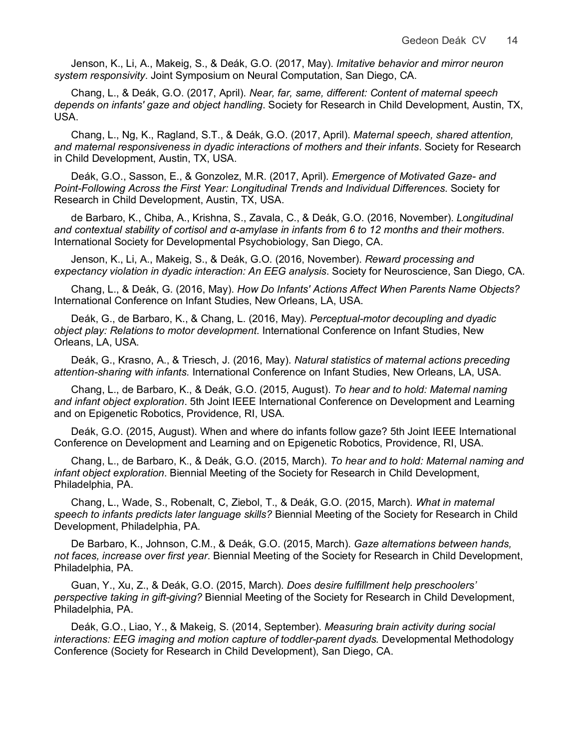Jenson, K., Li, A., Makeig, S., & Deák, G.O. (2017, May). *Imitative behavior and mirror neuron system responsivity*. Joint Symposium on Neural Computation, San Diego, CA.

Chang, L., & Deák, G.O. (2017, April). *Near, far, same, different: Content of maternal speech depends on infants' gaze and object handling*. Society for Research in Child Development, Austin, TX, USA.

Chang, L., Ng, K., Ragland, S.T., & Deák, G.O. (2017, April). *Maternal speech, shared attention, and maternal responsiveness in dyadic interactions of mothers and their infants*. Society for Research in Child Development, Austin, TX, USA.

Deák, G.O., Sasson, E., & Gonzolez, M.R. (2017, April). *Emergence of Motivated Gaze- and Point-Following Across the First Year: Longitudinal Trends and Individual Differences*. Society for Research in Child Development, Austin, TX, USA.

de Barbaro, K., Chiba, A., Krishna, S., Zavala, C., & Deák, G.O. (2016, November). *Longitudinal and contextual stability of cortisol and α-amylase in infants from 6 to 12 months and their mothers*. International Society for Developmental Psychobiology, San Diego, CA.

Jenson, K., Li, A., Makeig, S., & Deák, G.O. (2016, November). *Reward processing and expectancy violation in dyadic interaction: An EEG analysis*. Society for Neuroscience, San Diego, CA.

Chang, L., & Deák, G. (2016, May). *How Do Infants' Actions Affect When Parents Name Objects?* International Conference on Infant Studies, New Orleans, LA, USA.

Deák, G., de Barbaro, K., & Chang, L. (2016, May). *Perceptual-motor decoupling and dyadic object play: Relations to motor development*. International Conference on Infant Studies, New Orleans, LA, USA.

Deák, G., Krasno, A., & Triesch, J. (2016, May). *Natural statistics of maternal actions preceding attention-sharing with infants.* International Conference on Infant Studies, New Orleans, LA, USA.

Chang, L., de Barbaro, K., & Deák, G.O. (2015, August). *To hear and to hold: Maternal naming and infant object exploration*. 5th Joint IEEE International Conference on Development and Learning and on Epigenetic Robotics, Providence, RI, USA.

Deák, G.O. (2015, August). When and where do infants follow gaze? 5th Joint IEEE International Conference on Development and Learning and on Epigenetic Robotics, Providence, RI, USA.

Chang, L., de Barbaro, K., & Deák, G.O. (2015, March). *To hear and to hold: Maternal naming and infant object exploration*. Biennial Meeting of the Society for Research in Child Development, Philadelphia, PA.

Chang, L., Wade, S., Robenalt, C, Ziebol, T., & Deák, G.O. (2015, March). *What in maternal speech to infants predicts later language skills?* Biennial Meeting of the Society for Research in Child Development, Philadelphia, PA.

De Barbaro, K., Johnson, C.M., & Deák, G.O. (2015, March). *Gaze alternations between hands, not faces, increase over first year*. Biennial Meeting of the Society for Research in Child Development, Philadelphia, PA.

Guan, Y., Xu, Z., & Deák, G.O. (2015, March). *Does desire fulfillment help preschoolers' perspective taking in gift-giving?* Biennial Meeting of the Society for Research in Child Development, Philadelphia, PA.

Deák, G.O., Liao, Y., & Makeig, S. (2014, September). *Measuring brain activity during social interactions: EEG imaging and motion capture of toddler-parent dyads.* Developmental Methodology Conference (Society for Research in Child Development), San Diego, CA.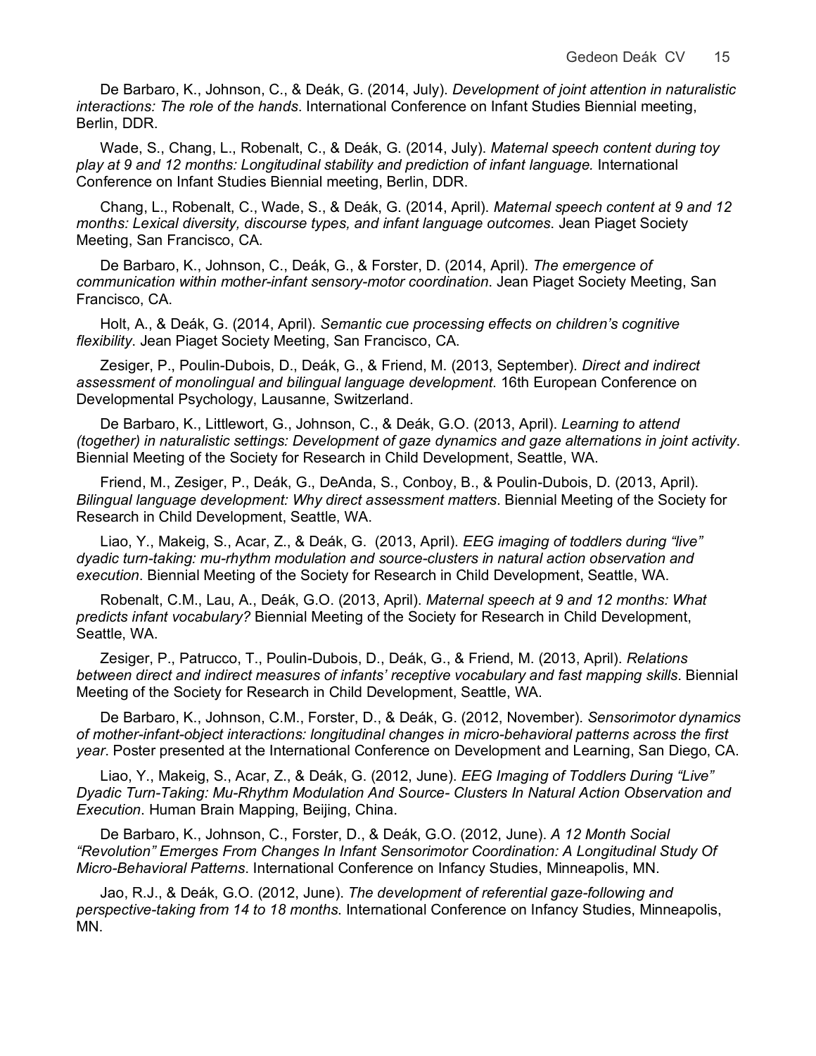De Barbaro, K., Johnson, C., & Deák, G. (2014, July). *Development of joint attention in naturalistic interactions: The role of the hands*. International Conference on Infant Studies Biennial meeting, Berlin, DDR.

Wade, S., Chang, L., Robenalt, C., & Deák, G. (2014, July). *Maternal speech content during toy play at 9 and 12 months: Longitudinal stability and prediction of infant language.* International Conference on Infant Studies Biennial meeting, Berlin, DDR.

Chang, L., Robenalt, C., Wade, S., & Deák, G. (2014, April). *Maternal speech content at 9 and 12 months: Lexical diversity, discourse types, and infant language outcomes*. Jean Piaget Society Meeting, San Francisco, CA.

De Barbaro, K., Johnson, C., Deák, G., & Forster, D. (2014, April). *The emergence of communication within mother-infant sensory-motor coordination*. Jean Piaget Society Meeting, San Francisco, CA.

Holt, A., & Deák, G. (2014, April). *Semantic cue processing effects on children's cognitive flexibility*. Jean Piaget Society Meeting, San Francisco, CA.

Zesiger, P., Poulin-Dubois, D., Deák, G., & Friend, M. (2013, September). *Direct and indirect assessment of monolingual and bilingual language development*. 16th European Conference on Developmental Psychology, Lausanne, Switzerland.

De Barbaro, K., Littlewort, G., Johnson, C., & Deák, G.O. (2013, April). *Learning to attend (together) in naturalistic settings: Development of gaze dynamics and gaze alternations in joint activity*. Biennial Meeting of the Society for Research in Child Development, Seattle, WA.

Friend, M., Zesiger, P., Deák, G., DeAnda, S., Conboy, B., & Poulin-Dubois, D. (2013, April). *Bilingual language development: Why direct assessment matters*. Biennial Meeting of the Society for Research in Child Development, Seattle, WA.

Liao, Y., Makeig, S., Acar, Z., & Deák, G. (2013, April). *EEG imaging of toddlers during "live" dyadic turn-taking: mu-rhythm modulation and source-clusters in natural action observation and execution*. Biennial Meeting of the Society for Research in Child Development, Seattle, WA.

Robenalt, C.M., Lau, A., Deák, G.O. (2013, April). *Maternal speech at 9 and 12 months: What predicts infant vocabulary?* Biennial Meeting of the Society for Research in Child Development, Seattle, WA.

Zesiger, P., Patrucco, T., Poulin-Dubois, D., Deák, G., & Friend, M. (2013, April). *Relations between direct and indirect measures of infants' receptive vocabulary and fast mapping skills*. Biennial Meeting of the Society for Research in Child Development, Seattle, WA.

De Barbaro, K., Johnson, C.M., Forster, D., & Deák, G. (2012, November). *Sensorimotor dynamics of mother-infant-object interactions: longitudinal changes in micro-behavioral patterns across the first year*. Poster presented at the International Conference on Development and Learning, San Diego, CA.

Liao, Y., Makeig, S., Acar, Z., & Deák, G. (2012, June). *EEG Imaging of Toddlers During "Live" Dyadic Turn-Taking: Mu-Rhythm Modulation And Source- Clusters In Natural Action Observation and Execution*. Human Brain Mapping, Beijing, China.

De Barbaro, K., Johnson, C., Forster, D., & Deák, G.O. (2012, June). *A 12 Month Social "Revolution" Emerges From Changes In Infant Sensorimotor Coordination: A Longitudinal Study Of Micro-Behavioral Patterns*. International Conference on Infancy Studies, Minneapolis, MN.

Jao, R.J., & Deák, G.O. (2012, June). *The development of referential gaze-following and perspective-taking from 14 to 18 months*. International Conference on Infancy Studies, Minneapolis, MN.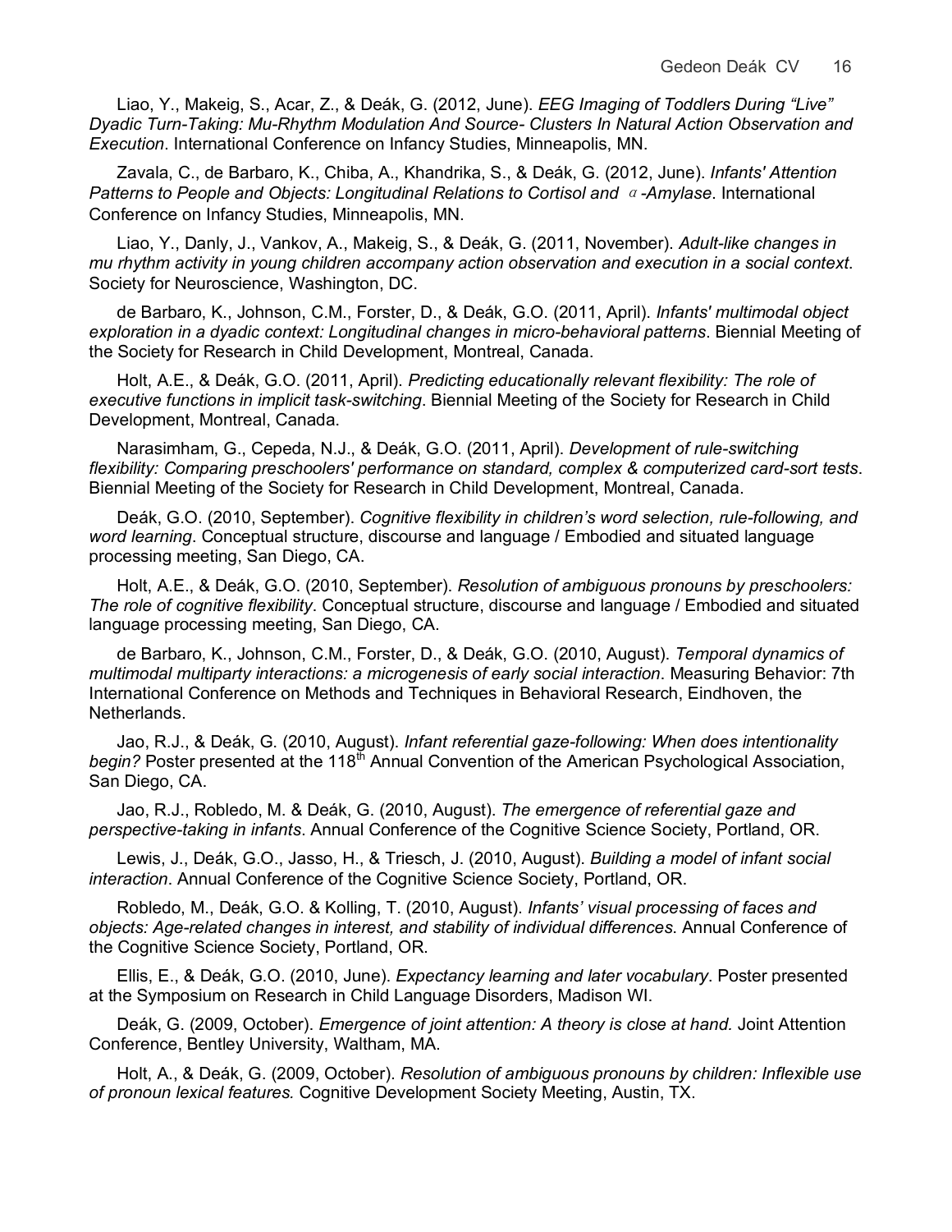Liao, Y., Makeig, S., Acar, Z., & Deák, G. (2012, June). *EEG Imaging of Toddlers During "Live" Dyadic Turn-Taking: Mu-Rhythm Modulation And Source- Clusters In Natural Action Observation and Execution*. International Conference on Infancy Studies, Minneapolis, MN.

Zavala, C., de Barbaro, K., Chiba, A., Khandrika, S., & Deák, G. (2012, June). *Infants' Attention Patterns to People and Objects: Longitudinal Relations to Cortisol and $\alpha$-Amylase*. International Conference on Infancy Studies, Minneapolis, MN.

Liao, Y., Danly, J., Vankov, A., Makeig, S., & Deák, G. (2011, November). *Adult-like changes in mu rhythm activity in young children accompany action observation and execution in a social context*. Society for Neuroscience, Washington, DC.

de Barbaro, K., Johnson, C.M., Forster, D., & Deák, G.O. (2011, April). *Infants' multimodal object exploration in a dyadic context: Longitudinal changes in micro-behavioral patterns*. Biennial Meeting of the Society for Research in Child Development, Montreal, Canada.

Holt, A.E., & Deák, G.O. (2011, April). *Predicting educationally relevant flexibility: The role of executive functions in implicit task-switching*. Biennial Meeting of the Society for Research in Child Development, Montreal, Canada.

Narasimham, G., Cepeda, N.J., & Deák, G.O. (2011, April). *Development of rule-switching flexibility: Comparing preschoolers' performance on standard, complex & computerized card-sort tests*. Biennial Meeting of the Society for Research in Child Development, Montreal, Canada.

Deák, G.O. (2010, September). *Cognitive flexibility in children's word selection, rule-following, and word learning*. Conceptual structure, discourse and language / Embodied and situated language processing meeting, San Diego, CA.

Holt, A.E., & Deák, G.O. (2010, September). *Resolution of ambiguous pronouns by preschoolers: The role of cognitive flexibility*. Conceptual structure, discourse and language / Embodied and situated language processing meeting, San Diego, CA.

de Barbaro, K., Johnson, C.M., Forster, D., & Deák, G.O. (2010, August). *Temporal dynamics of multimodal multiparty interactions: a microgenesis of early social interaction*. Measuring Behavior: 7th International Conference on Methods and Techniques in Behavioral Research, Eindhoven, the Netherlands.

Jao, R.J., & Deák, G. (2010, August). *Infant referential gaze-following: When does intentionality begin?* Poster presented at the 118th Annual Convention of the American Psychological Association, San Diego, CA.

Jao, R.J., Robledo, M. & Deák, G. (2010, August). *The emergence of referential gaze and perspective-taking in infants*. Annual Conference of the Cognitive Science Society, Portland, OR.

Lewis, J., Deák, G.O., Jasso, H., & Triesch, J. (2010, August). *Building a model of infant social interaction*. Annual Conference of the Cognitive Science Society, Portland, OR.

Robledo, M., Deák, G.O. & Kolling, T. (2010, August). *Infants' visual processing of faces and objects: Age-related changes in interest, and stability of individual differences*. Annual Conference of the Cognitive Science Society, Portland, OR.

Ellis, E., & Deák, G.O. (2010, June). *Expectancy learning and later vocabulary*. Poster presented at the Symposium on Research in Child Language Disorders, Madison WI.

Deák, G. (2009, October). *Emergence of joint attention: A theory is close at hand.* Joint Attention Conference, Bentley University, Waltham, MA.

Holt, A., & Deák, G. (2009, October). *Resolution of ambiguous pronouns by children: Inflexible use of pronoun lexical features.* Cognitive Development Society Meeting, Austin, TX.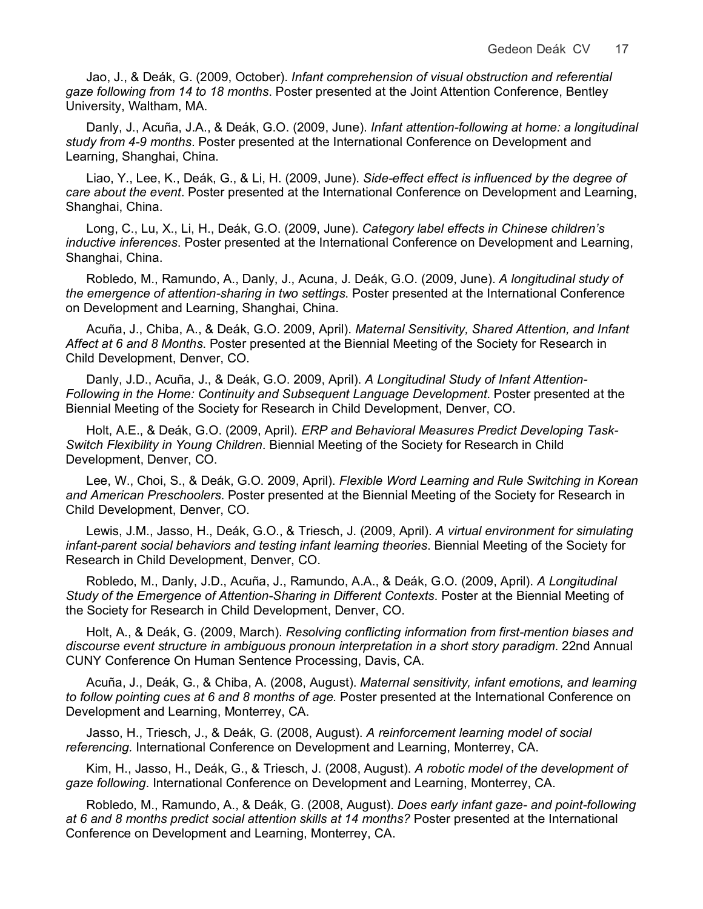Jao, J., & Deák, G. (2009, October). *Infant comprehension of visual obstruction and referential gaze following from 14 to 18 months*. Poster presented at the Joint Attention Conference, Bentley University, Waltham, MA.

Danly, J., Acuña, J.A., & Deák, G.O. (2009, June). *Infant attention-following at home: a longitudinal study from 4-9 months*. Poster presented at the International Conference on Development and Learning, Shanghai, China.

Liao, Y., Lee, K., Deák, G., & Li, H. (2009, June). *Side-effect effect is influenced by the degree of care about the event*. Poster presented at the International Conference on Development and Learning, Shanghai, China.

Long, C., Lu, X., Li, H., Deák, G.O. (2009, June). *Category label effects in Chinese children's inductive inferences*. Poster presented at the International Conference on Development and Learning, Shanghai, China.

Robledo, M., Ramundo, A., Danly, J., Acuna, J. Deák, G.O. (2009, June). *A longitudinal study of the emergence of attention-sharing in two settings*. Poster presented at the International Conference on Development and Learning, Shanghai, China.

Acuña, J., Chiba, A., & Deák, G.O. 2009, April). *Maternal Sensitivity, Shared Attention, and Infant Affect at 6 and 8 Months*. Poster presented at the Biennial Meeting of the Society for Research in Child Development, Denver, CO.

Danly, J.D., Acuña, J., & Deák, G.O. 2009, April). *A Longitudinal Study of Infant Attention-Following in the Home: Continuity and Subsequent Language Development*. Poster presented at the Biennial Meeting of the Society for Research in Child Development, Denver, CO.

Holt, A.E., & Deák, G.O. (2009, April). *ERP and Behavioral Measures Predict Developing Task-Switch Flexibility in Young Children*. Biennial Meeting of the Society for Research in Child Development, Denver, CO.

Lee, W., Choi, S., & Deák, G.O. 2009, April). *Flexible Word Learning and Rule Switching in Korean and American Preschoolers*. Poster presented at the Biennial Meeting of the Society for Research in Child Development, Denver, CO.

Lewis, J.M., Jasso, H., Deák, G.O., & Triesch, J. (2009, April). *A virtual environment for simulating infant-parent social behaviors and testing infant learning theories*. Biennial Meeting of the Society for Research in Child Development, Denver, CO.

Robledo, M., Danly, J.D., Acuña, J., Ramundo, A.A., & Deák, G.O. (2009, April). *A Longitudinal Study of the Emergence of Attention-Sharing in Different Contexts*. Poster at the Biennial Meeting of the Society for Research in Child Development, Denver, CO.

Holt, A., & Deák, G. (2009, March). *Resolving conflicting information from first-mention biases and discourse event structure in ambiguous pronoun interpretation in a short story paradigm*. 22nd Annual CUNY Conference On Human Sentence Processing, Davis, CA.

Acuña, J., Deák, G., & Chiba, A. (2008, August). *Maternal sensitivity, infant emotions, and learning to follow pointing cues at 6 and 8 months of age.* Poster presented at the International Conference on Development and Learning, Monterrey, CA.

Jasso, H., Triesch, J., & Deák, G. (2008, August). *A reinforcement learning model of social referencing.* International Conference on Development and Learning, Monterrey, CA.

Kim, H., Jasso, H., Deák, G., & Triesch, J. (2008, August). *A robotic model of the development of gaze following*. International Conference on Development and Learning, Monterrey, CA.

Robledo, M., Ramundo, A., & Deák, G. (2008, August). *Does early infant gaze- and point-following at 6 and 8 months predict social attention skills at 14 months?* Poster presented at the International Conference on Development and Learning, Monterrey, CA.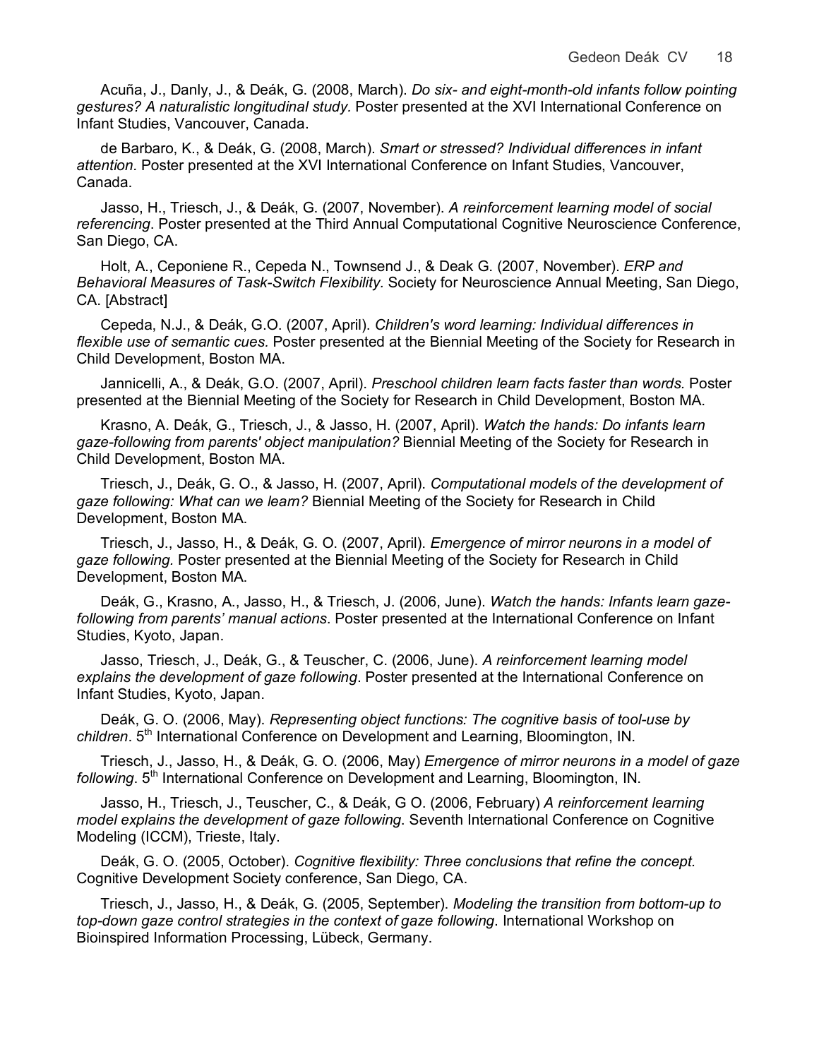Acuña, J., Danly, J., & Deák, G. (2008, March). *Do six- and eight-month-old infants follow pointing gestures? A naturalistic longitudinal study.* Poster presented at the XVI International Conference on Infant Studies, Vancouver, Canada.

de Barbaro, K., & Deák, G. (2008, March). *Smart or stressed? Individual differences in infant attention.* Poster presented at the XVI International Conference on Infant Studies, Vancouver, Canada.

Jasso, H., Triesch, J., & Deák, G. (2007, November). *A reinforcement learning model of social referencing*. Poster presented at the Third Annual Computational Cognitive Neuroscience Conference, San Diego, CA.

Holt, A., Ceponiene R., Cepeda N., Townsend J., & Deak G. (2007, November). *ERP and Behavioral Measures of Task-Switch Flexibility.* Society for Neuroscience Annual Meeting, San Diego, CA. [Abstract]

Cepeda, N.J., & Deák, G.O. (2007, April). *Children's word learning: Individual differences in flexible use of semantic cues.* Poster presented at the Biennial Meeting of the Society for Research in Child Development, Boston MA.

Jannicelli, A., & Deák, G.O. (2007, April). *Preschool children learn facts faster than words.* Poster presented at the Biennial Meeting of the Society for Research in Child Development, Boston MA.

Krasno, A. Deák, G., Triesch, J., & Jasso, H. (2007, April). *Watch the hands: Do infants learn gaze-following from parents' object manipulation?* Biennial Meeting of the Society for Research in Child Development, Boston MA.

Triesch, J., Deák, G. O., & Jasso, H. (2007, April). *Computational models of the development of gaze following: What can we learn?* Biennial Meeting of the Society for Research in Child Development, Boston MA.

Triesch, J., Jasso, H., & Deák, G. O. (2007, April). *Emergence of mirror neurons in a model of gaze following.* Poster presented at the Biennial Meeting of the Society for Research in Child Development, Boston MA.

Deák, G., Krasno, A., Jasso, H., & Triesch, J. (2006, June). *Watch the hands: Infants learn gaze-following from parents' manual actions*. Poster presented at the International Conference on Infant Studies, Kyoto, Japan.

Jasso, Triesch, J., Deák, G., & Teuscher, C. (2006, June). *A reinforcement learning model explains the development of gaze following*. Poster presented at the International Conference on Infant Studies, Kyoto, Japan.

Deák, G. O. (2006, May). *Representing object functions: The cognitive basis of tool-use by children*. 5th International Conference on Development and Learning, Bloomington, IN.

Triesch, J., Jasso, H., & Deák, G. O. (2006, May) *Emergence of mirror neurons in a model of gaze following*. 5th International Conference on Development and Learning, Bloomington, IN.

Jasso, H., Triesch, J., Teuscher, C., & Deák, G O. (2006, February) *A reinforcement learning model explains the development of gaze following*. Seventh International Conference on Cognitive Modeling (ICCM), Trieste, Italy.

Deák, G. O. (2005, October). *Cognitive flexibility: Three conclusions that refine the concept.* Cognitive Development Society conference, San Diego, CA.

Triesch, J., Jasso, H., & Deák, G. (2005, September). *Modeling the transition from bottom-up to top-down gaze control strategies in the context of gaze following*. International Workshop on Bioinspired Information Processing, Lübeck, Germany.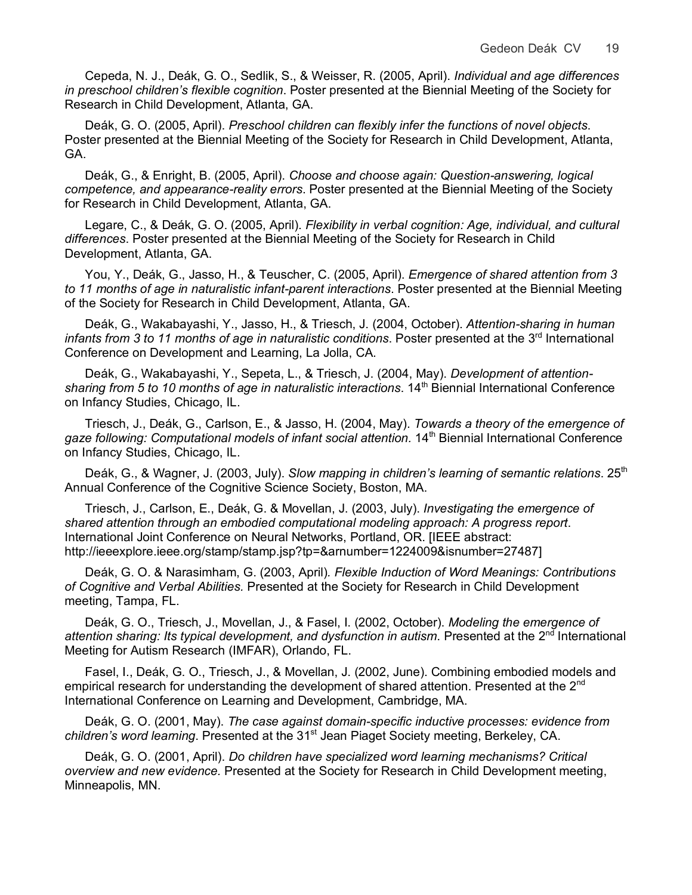Cepeda, N. J., Deák, G. O., Sedlik, S., & Weisser, R. (2005, April). *Individual and age differences in preschool children's flexible cognition*. Poster presented at the Biennial Meeting of the Society for Research in Child Development, Atlanta, GA.

Deák, G. O. (2005, April). *Preschool children can flexibly infer the functions of novel objects*. Poster presented at the Biennial Meeting of the Society for Research in Child Development, Atlanta, GA.

Deák, G., & Enright, B. (2005, April). *Choose and choose again: Question-answering, logical competence, and appearance-reality errors*. Poster presented at the Biennial Meeting of the Society for Research in Child Development, Atlanta, GA.

Legare, C., & Deák, G. O. (2005, April). *Flexibility in verbal cognition: Age, individual, and cultural differences*. Poster presented at the Biennial Meeting of the Society for Research in Child Development, Atlanta, GA.

You, Y., Deák, G., Jasso, H., & Teuscher, C. (2005, April). *Emergence of shared attention from 3 to 11 months of age in naturalistic infant-parent interactions*. Poster presented at the Biennial Meeting of the Society for Research in Child Development, Atlanta, GA.

Deák, G., Wakabayashi, Y., Jasso, H., & Triesch, J. (2004, October). *Attention-sharing in human infants from 3 to 11 months of age in naturalistic conditions*. Poster presented at the 3rd International Conference on Development and Learning, La Jolla, CA.

Deák, G., Wakabayashi, Y., Sepeta, L., & Triesch, J. (2004, May). *Development of attention-sharing from 5 to 10 months of age in naturalistic interactions*. 14th Biennial International Conference on Infancy Studies, Chicago, IL.

Triesch, J., Deák, G., Carlson, E., & Jasso, H. (2004, May). *Towards a theory of the emergence of gaze following: Computational models of infant social attention.* 14th Biennial International Conference on Infancy Studies, Chicago, IL.

Deák, G., & Wagner, J. (2003, July). *Slow mapping in children's learning of semantic relations*. 25th Annual Conference of the Cognitive Science Society, Boston, MA.

Triesch, J., Carlson, E., Deák, G. & Movellan, J. (2003, July). *Investigating the emergence of shared attention through an embodied computational modeling approach: A progress report*. International Joint Conference on Neural Networks, Portland, OR. [IEEE abstract: http://ieeexplore.ieee.org/stamp/stamp.jsp?tp=&arnumber=1224009&isnumber=27487]

Deák, G. O. & Narasimham, G. (2003, April). *Flexible Induction of Word Meanings: Contributions of Cognitive and Verbal Abilities.* Presented at the Society for Research in Child Development meeting, Tampa, FL.

Deák, G. O., Triesch, J., Movellan, J., & Fasel, I. (2002, October). *Modeling the emergence of attention sharing: Its typical development, and dysfunction in autism*. Presented at the 2nd International Meeting for Autism Research (IMFAR), Orlando, FL.

Fasel, I., Deák, G. O., Triesch, J., & Movellan, J. (2002, June). Combining embodied models and empirical research for understanding the development of shared attention. Presented at the 2nd International Conference on Learning and Development, Cambridge, MA.

Deák, G. O. (2001, May). *The case against domain-specific inductive processes: evidence from children's word learning*. Presented at the 31st Jean Piaget Society meeting, Berkeley, CA.

Deák, G. O. (2001, April). *Do children have specialized word learning mechanisms? Critical overview and new evidence.* Presented at the Society for Research in Child Development meeting, Minneapolis, MN.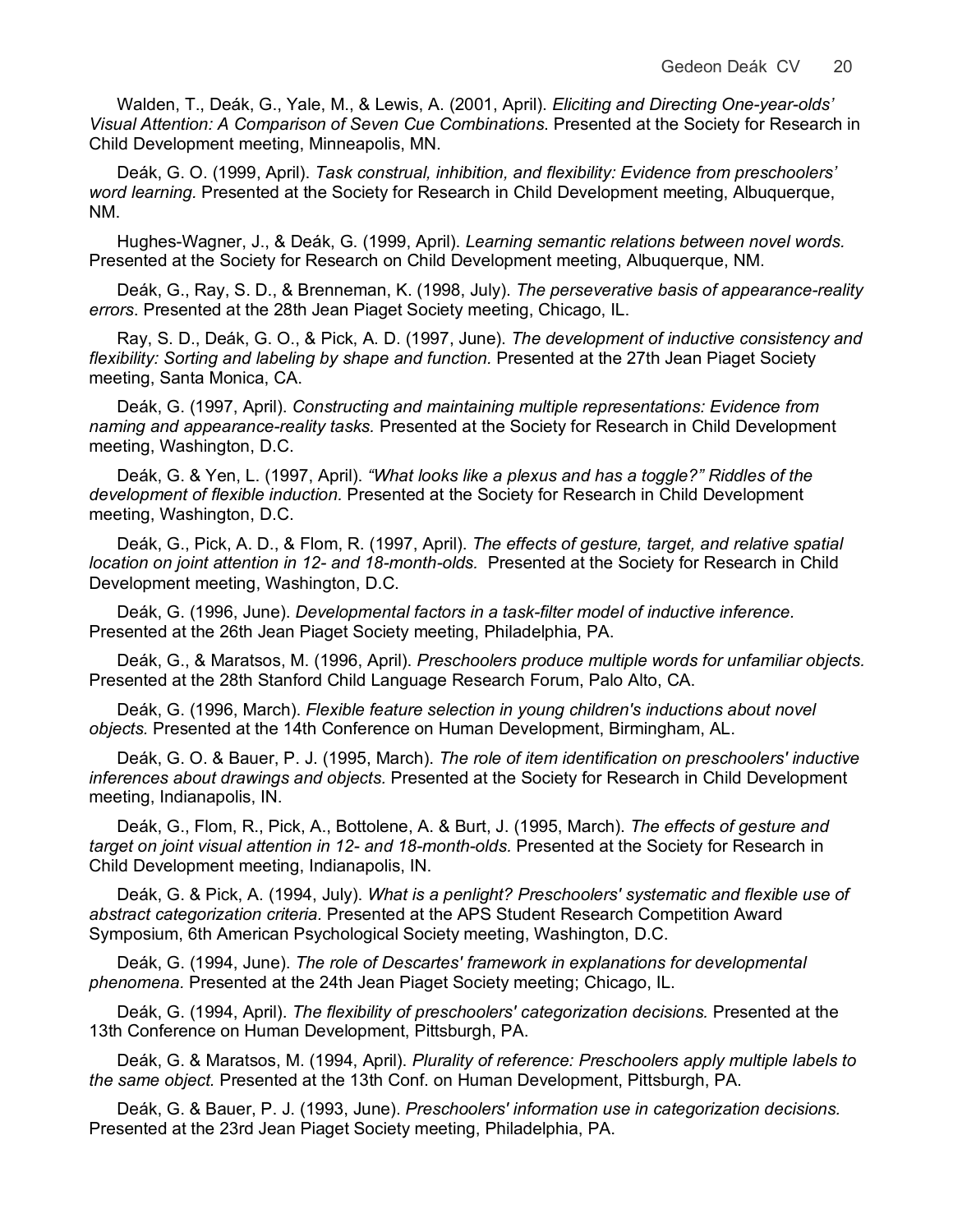Walden, T., Deák, G., Yale, M., & Lewis, A. (2001, April). *Eliciting and Directing One-year-olds' Visual Attention: A Comparison of Seven Cue Combinations*. Presented at the Society for Research in Child Development meeting, Minneapolis, MN.

Deák, G. O. (1999, April). *Task construal, inhibition, and flexibility: Evidence from preschoolers' word learning.* Presented at the Society for Research in Child Development meeting, Albuquerque, NM.

Hughes-Wagner, J., & Deák, G. (1999, April). *Learning semantic relations between novel words.* Presented at the Society for Research on Child Development meeting, Albuquerque, NM.

Deák, G., Ray, S. D., & Brenneman, K. (1998, July). *The perseverative basis of appearance-reality errors*. Presented at the 28th Jean Piaget Society meeting, Chicago, IL.

Ray, S. D., Deák, G. O., & Pick, A. D. (1997, June). *The development of inductive consistency and flexibility: Sorting and labeling by shape and function.* Presented at the 27th Jean Piaget Society meeting, Santa Monica, CA.

Deák, G. (1997, April). *Constructing and maintaining multiple representations: Evidence from naming and appearance-reality tasks.* Presented at the Society for Research in Child Development meeting, Washington, D.C.

Deák, G. & Yen, L. (1997, April). *"What looks like a plexus and has a toggle?" Riddles of the development of flexible induction.* Presented at the Society for Research in Child Development meeting, Washington, D.C.

Deák, G., Pick, A. D., & Flom, R. (1997, April). *The effects of gesture, target, and relative spatial location on joint attention in 12- and 18-month-olds.* Presented at the Society for Research in Child Development meeting, Washington, D.C.

Deák, G. (1996, June). *Developmental factors in a task-filter model of inductive inference.* Presented at the 26th Jean Piaget Society meeting, Philadelphia, PA.

Deák, G., & Maratsos, M. (1996, April). *Preschoolers produce multiple words for unfamiliar objects.* Presented at the 28th Stanford Child Language Research Forum, Palo Alto, CA.

Deák, G. (1996, March). *Flexible feature selection in young children's inductions about novel objects.* Presented at the 14th Conference on Human Development, Birmingham, AL.

Deák, G. O. & Bauer, P. J. (1995, March). *The role of item identification on preschoolers' inductive inferences about drawings and objects.* Presented at the Society for Research in Child Development meeting, Indianapolis, IN.

Deák, G., Flom, R., Pick, A., Bottolene, A. & Burt, J. (1995, March). *The effects of gesture and target on joint visual attention in 12- and 18-month-olds.* Presented at the Society for Research in Child Development meeting, Indianapolis, IN.

Deák, G. & Pick, A. (1994, July). *What is a penlight? Preschoolers' systematic and flexible use of abstract categorization criteria*. Presented at the APS Student Research Competition Award Symposium, 6th American Psychological Society meeting, Washington, D.C.

Deák, G. (1994, June). *The role of Descartes' framework in explanations for developmental phenomena.* Presented at the 24th Jean Piaget Society meeting; Chicago, IL.

Deák, G. (1994, April). *The flexibility of preschoolers' categorization decisions.* Presented at the 13th Conference on Human Development, Pittsburgh, PA.

Deák, G. & Maratsos, M. (1994, April). *Plurality of reference: Preschoolers apply multiple labels to the same object.* Presented at the 13th Conf. on Human Development, Pittsburgh, PA.

Deák, G. & Bauer, P. J. (1993, June). *Preschoolers' information use in categorization decisions.* Presented at the 23rd Jean Piaget Society meeting, Philadelphia, PA.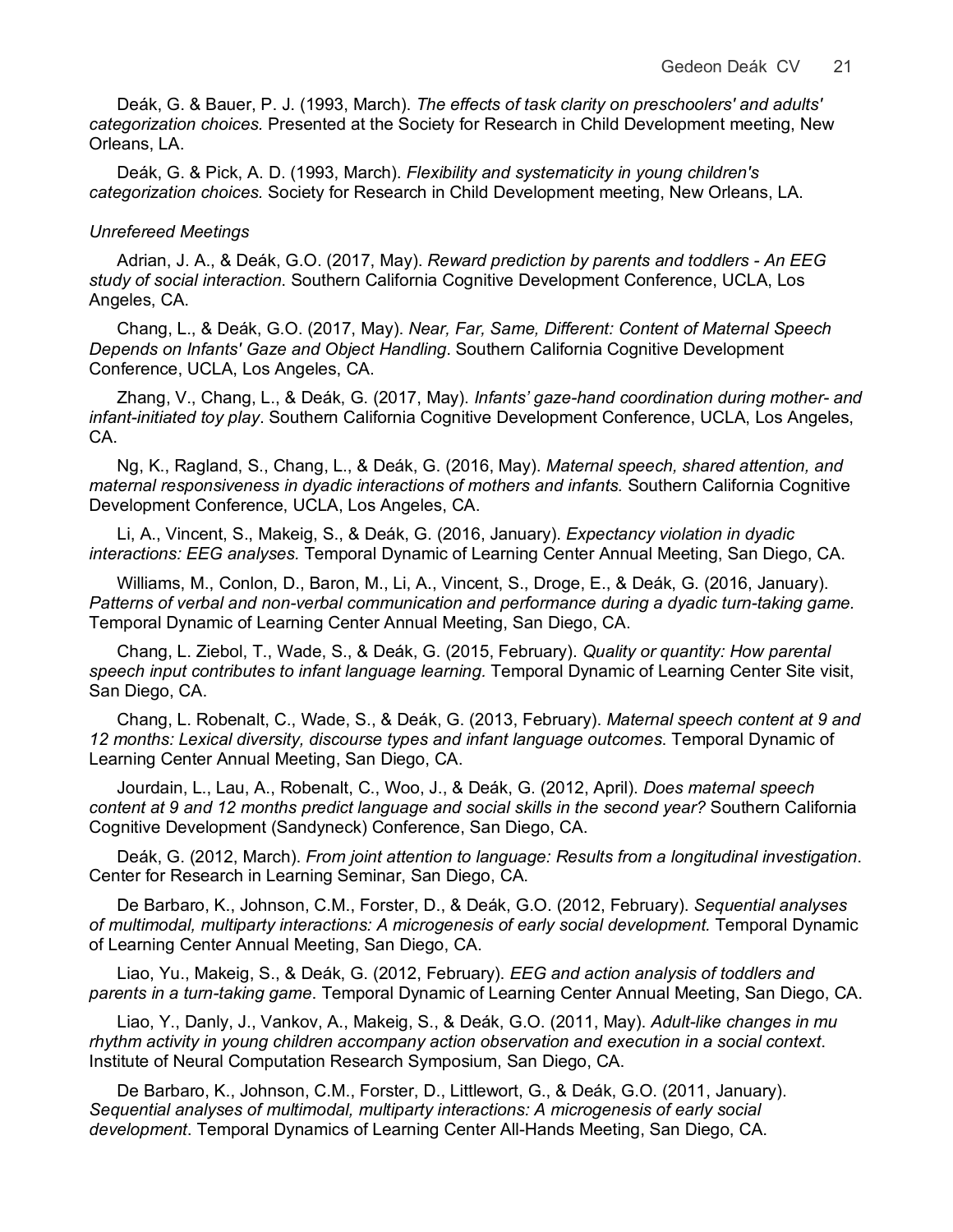Deák, G. & Bauer, P. J. (1993, March). *The effects of task clarity on preschoolers' and adults' categorization choices*. Presented at the Society for Research in Child Development meeting, New Orleans, LA.

Deák, G. & Pick, A. D. (1993, March). *Flexibility and systematicity in young children's categorization choices.* Society for Research in Child Development meeting, New Orleans, LA.

*Unrefereed Meetings*

Adrian, J. A., & Deák, G.O. (2017, May). *Reward prediction by parents and toddlers - An EEG study of social interaction*. Southern California Cognitive Development Conference, UCLA, Los Angeles, CA.

Chang, L., & Deák, G.O. (2017, May). *Near, Far, Same, Different: Content of Maternal Speech Depends on Infants' Gaze and Object Handling*. Southern California Cognitive Development Conference, UCLA, Los Angeles, CA.

Zhang, V., Chang, L., & Deák, G. (2017, May). *Infants' gaze-hand coordination during mother- and infant-initiated toy play*. Southern California Cognitive Development Conference, UCLA, Los Angeles, CA.

Ng, K., Ragland, S., Chang, L., & Deák, G. (2016, May). *Maternal speech, shared attention, and maternal responsiveness in dyadic interactions of mothers and infants.* Southern California Cognitive Development Conference, UCLA, Los Angeles, CA.

Li, A., Vincent, S., Makeig, S., & Deák, G. (2016, January). *Expectancy violation in dyadic interactions: EEG analyses.* Temporal Dynamic of Learning Center Annual Meeting, San Diego, CA.

Williams, M., Conlon, D., Baron, M., Li, A., Vincent, S., Droge, E., & Deák, G. (2016, January). *Patterns of verbal and non-verbal communication and performance during a dyadic turn-taking game.* Temporal Dynamic of Learning Center Annual Meeting, San Diego, CA.

Chang, L. Ziebol, T., Wade, S., & Deák, G. (2015, February). *Quality or quantity: How parental speech input contributes to infant language learning.* Temporal Dynamic of Learning Center Site visit, San Diego, CA.

Chang, L. Robenalt, C., Wade, S., & Deák, G. (2013, February). *Maternal speech content at 9 and 12 months: Lexical diversity, discourse types and infant language outcomes*. Temporal Dynamic of Learning Center Annual Meeting, San Diego, CA.

Jourdain, L., Lau, A., Robenalt, C., Woo, J., & Deák, G. (2012, April). *Does maternal speech content at 9 and 12 months predict language and social skills in the second year?* Southern California Cognitive Development (Sandyneck) Conference, San Diego, CA.

Deák, G. (2012, March). *From joint attention to language: Results from a longitudinal investigation*. Center for Research in Learning Seminar, San Diego, CA.

De Barbaro, K., Johnson, C.M., Forster, D., & Deák, G.O. (2012, February). *Sequential analyses of multimodal, multiparty interactions: A microgenesis of early social development.* Temporal Dynamic of Learning Center Annual Meeting, San Diego, CA.

Liao, Yu., Makeig, S., & Deák, G. (2012, February). *EEG and action analysis of toddlers and parents in a turn-taking game*. Temporal Dynamic of Learning Center Annual Meeting, San Diego, CA.

Liao, Y., Danly, J., Vankov, A., Makeig, S., & Deák, G.O. (2011, May). *Adult-like changes in mu rhythm activity in young children accompany action observation and execution in a social context*. Institute of Neural Computation Research Symposium, San Diego, CA.

De Barbaro, K., Johnson, C.M., Forster, D., Littlewort, G., & Deák, G.O. (2011, January). *Sequential analyses of multimodal, multiparty interactions: A microgenesis of early social development*. Temporal Dynamics of Learning Center All-Hands Meeting, San Diego, CA.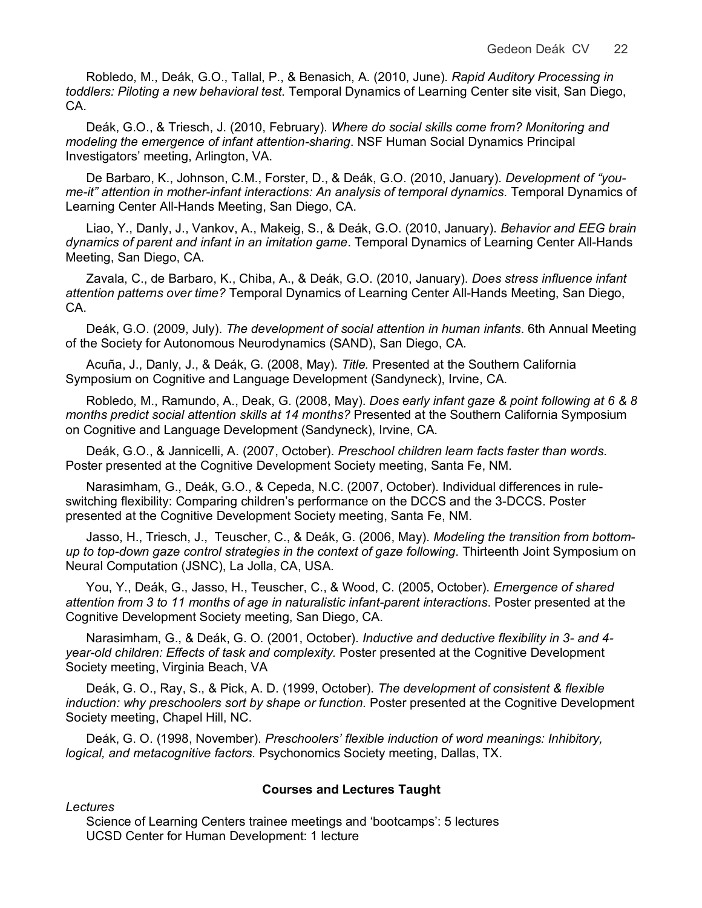Robledo, M., Deák, G.O., Tallal, P., & Benasich, A. (2010, June). *Rapid Auditory Processing in toddlers: Piloting a new behavioral test*. Temporal Dynamics of Learning Center site visit, San Diego, CA.

Deák, G.O., & Triesch, J. (2010, February). *Where do social skills come from? Monitoring and modeling the emergence of infant attention-sharing*. NSF Human Social Dynamics Principal Investigators' meeting, Arlington, VA.

De Barbaro, K., Johnson, C.M., Forster, D., & Deák, G.O. (2010, January). *Development of "you-me-it" attention in mother-infant interactions: An analysis of temporal dynamics*. Temporal Dynamics of Learning Center All-Hands Meeting, San Diego, CA.

Liao, Y., Danly, J., Vankov, A., Makeig, S., & Deák, G.O. (2010, January). *Behavior and EEG brain dynamics of parent and infant in an imitation game*. Temporal Dynamics of Learning Center All-Hands Meeting, San Diego, CA.

Zavala, C., de Barbaro, K., Chiba, A., & Deák, G.O. (2010, January). *Does stress influence infant attention patterns over time?* Temporal Dynamics of Learning Center All-Hands Meeting, San Diego, CA.

Deák, G.O. (2009, July). *The development of social attention in human infants*. 6th Annual Meeting of the Society for Autonomous Neurodynamics (SAND), San Diego, CA.

Acuña, J., Danly, J., & Deák, G. (2008, May). *Title.* Presented at the Southern California Symposium on Cognitive and Language Development (Sandyneck), Irvine, CA.

Robledo, M., Ramundo, A., Deak, G. (2008, May). *Does early infant gaze & point following at 6 & 8 months predict social attention skills at 14 months?* Presented at the Southern California Symposium on Cognitive and Language Development (Sandyneck), Irvine, CA.

Deák, G.O., & Jannicelli, A. (2007, October). *Preschool children learn facts faster than words*. Poster presented at the Cognitive Development Society meeting, Santa Fe, NM.

Narasimham, G., Deák, G.O., & Cepeda, N.C. (2007, October). Individual differences in rule-switching flexibility: Comparing children's performance on the DCCS and the 3-DCCS. Poster presented at the Cognitive Development Society meeting, Santa Fe, NM.

Jasso, H., Triesch, J., Teuscher, C., & Deák, G. (2006, May). *Modeling the transition from bottom-up to top-down gaze control strategies in the context of gaze following.* Thirteenth Joint Symposium on Neural Computation (JSNC), La Jolla, CA, USA.

You, Y., Deák, G., Jasso, H., Teuscher, C., & Wood, C. (2005, October). *Emergence of shared attention from 3 to 11 months of age in naturalistic infant-parent interactions*. Poster presented at the Cognitive Development Society meeting, San Diego, CA.

Narasimham, G., & Deák, G. O. (2001, October). *Inductive and deductive flexibility in 3- and 4-year-old children: Effects of task and complexity.* Poster presented at the Cognitive Development Society meeting, Virginia Beach, VA

Deák, G. O., Ray, S., & Pick, A. D. (1999, October). *The development of consistent & flexible induction: why preschoolers sort by shape or function.* Poster presented at the Cognitive Development Society meeting, Chapel Hill, NC.

Deák, G. O. (1998, November). *Preschoolers' flexible induction of word meanings: Inhibitory, logical, and metacognitive factors.* Psychonomics Society meeting, Dallas, TX.

## Courses and Lectures Taught

*Lectures*

Science of Learning Centers trainee meetings and 'bootcamps': 5 lectures
UCSD Center for Human Development: 1 lecture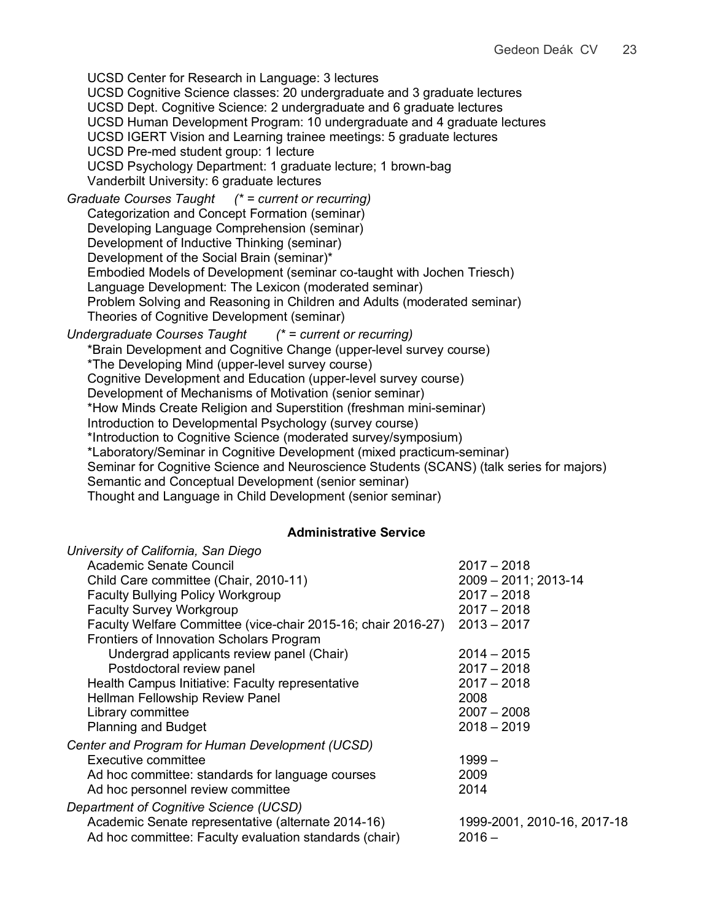UCSD Center for Research in Language: 3 lectures
UCSD Cognitive Science classes: 20 undergraduate and 3 graduate lectures
UCSD Dept. Cognitive Science: 2 undergraduate and 6 graduate lectures
UCSD Human Development Program: 10 undergraduate and 4 graduate lectures
UCSD IGERT Vision and Learning trainee meetings: 5 graduate lectures
UCSD Pre-med student group: 1 lecture
UCSD Psychology Department: 1 graduate lecture; 1 brown-bag
Vanderbilt University: 6 graduate lectures

*Graduate Courses Taught (* = current or recurring)*

Categorization and Concept Formation (seminar)
Developing Language Comprehension (seminar)
Development of Inductive Thinking (seminar)
Development of the Social Brain (seminar)*
Embodied Models of Development (seminar co-taught with Jochen Triesch)
Language Development: The Lexicon (moderated seminar)
Problem Solving and Reasoning in Children and Adults (moderated seminar)
Theories of Cognitive Development (seminar)

*Undergraduate Courses Taught (* = current or recurring)*

*Brain Development and Cognitive Change (upper-level survey course)
*The Developing Mind (upper-level survey course)
Cognitive Development and Education (upper-level survey course)
Development of Mechanisms of Motivation (senior seminar)
*How Minds Create Religion and Superstition (freshman mini-seminar)
Introduction to Developmental Psychology (survey course)
*Introduction to Cognitive Science (moderated survey/symposium)
*Laboratory/Seminar in Cognitive Development (mixed practicum-seminar)
Seminar for Cognitive Science and Neuroscience Students (SCANS) (talk series for majors)
Semantic and Conceptual Development (senior seminar)
Thought and Language in Child Development (senior seminar)

## Administrative Service

*University of California, San Diego*

| | |
|---|---|
| Academic Senate Council | 2017 – 2018 |
| Child Care committee (Chair, 2010-11) | 2009 – 2011; 2013-14 |
| Faculty Bullying Policy Workgroup | 2017 – 2018 |
| Faculty Survey Workgroup | 2017 – 2018 |
| Faculty Welfare Committee (vice-chair 2015-16; chair 2016-27) | 2013 – 2017 |
| Frontiers of Innovation Scholars Program | |
| Undergrad applicants review panel (Chair) | 2014 – 2015 |
| Postdoctoral review panel | 2017 – 2018 |
| Health Campus Initiative: Faculty representative | 2017 – 2018 |
| Hellman Fellowship Review Panel | 2008 |
| Library committee | 2007 – 2008 |
| Planning and Budget | 2018 – 2019 |

*Center and Program for Human Development (UCSD)*

| | |
|---|---|
| Executive committee | 1999 – |
| Ad hoc committee: standards for language courses | 2009 |
| Ad hoc personnel review committee | 2014 |

*Department of Cognitive Science (UCSD)*

| | |
|---|---|
| Academic Senate representative (alternate 2014-16) | 1999-2001, 2010-16, 2017-18 |
| Ad hoc committee: Faculty evaluation standards (chair) | 2016 – |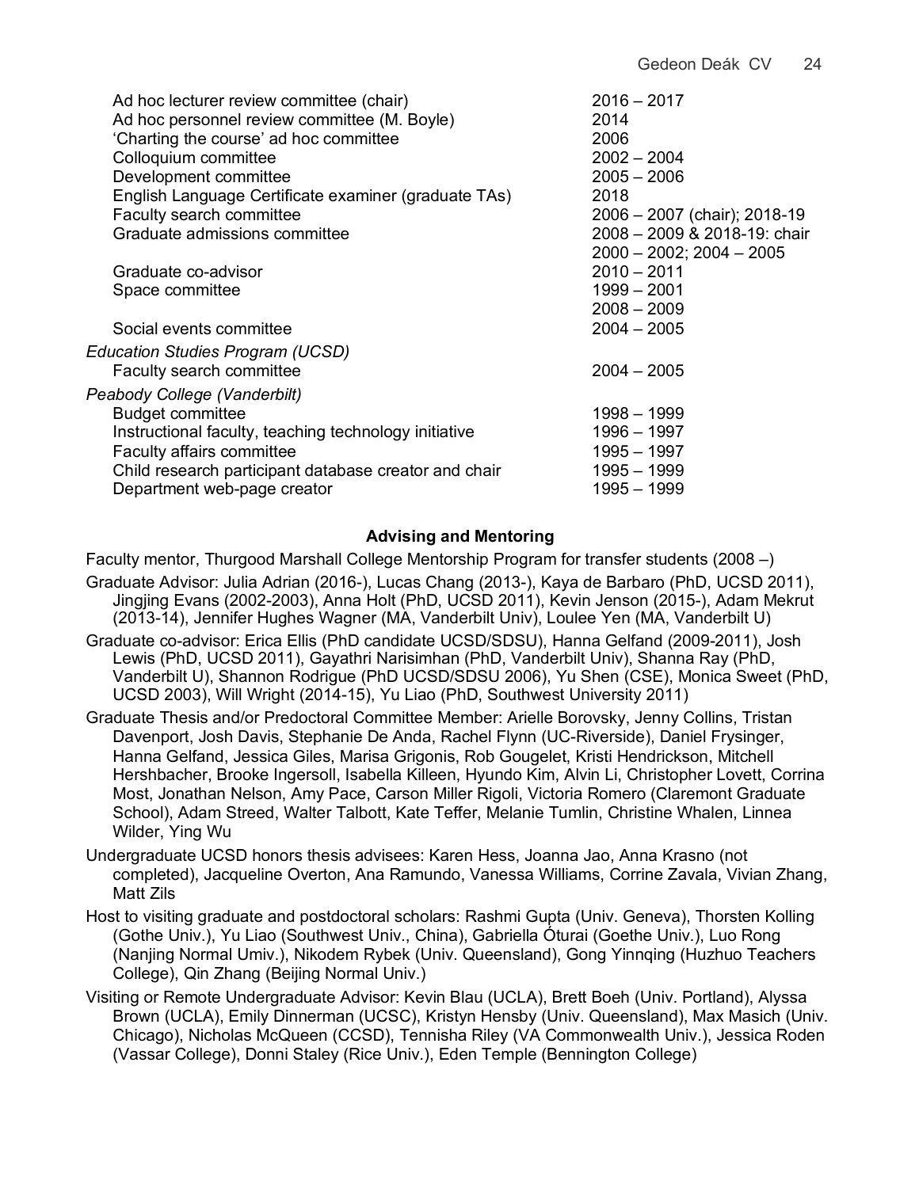| | |
|---|---|
| Ad hoc lecturer review committee (chair) | 2016 – 2017 |
| Ad hoc personnel review committee (M. Boyle) | 2014 |
| 'Charting the course' ad hoc committee | 2006 |
| Colloquium committee | 2002 – 2004 |
| Development committee | 2005 – 2006 |
| English Language Certificate examiner (graduate TAs) | 2018 |
| Faculty search committee | 2006 – 2007 (chair); 2018-19 |
| Graduate admissions committee | 2008 – 2009 & 2018-19: chair<br>2000 – 2002; 2004 – 2005 |
| Graduate co-advisor | 2010 – 2011 |
| Space committee | 1999 – 2001<br>2008 – 2009 |
| Social events committee | 2004 – 2005 |
| *Education Studies Program (UCSD)* | |
| Faculty search committee | 2004 – 2005 |
| *Peabody College (Vanderbilt)* | |
| Budget committee | 1998 – 1999 |
| Instructional faculty, teaching technology initiative | 1996 – 1997 |
| Faculty affairs committee | 1995 – 1997 |
| Child research participant database creator and chair | 1995 – 1999 |
| Department web-page creator | 1995 – 1999 |

## Advising and Mentoring

Faculty mentor, Thurgood Marshall College Mentorship Program for transfer students (2008 –)

Graduate Advisor: Julia Adrian (2016-), Lucas Chang (2013-), Kaya de Barbaro (PhD, UCSD 2011), Jingjing Evans (2002-2003), Anna Holt (PhD, UCSD 2011), Kevin Jenson (2015-), Adam Mekrut (2013-14), Jennifer Hughes Wagner (MA, Vanderbilt Univ), Loulee Yen (MA, Vanderbilt U)

Graduate co-advisor: Erica Ellis (PhD candidate UCSD/SDSU), Hanna Gelfand (2009-2011), Josh Lewis (PhD, UCSD 2011), Gayathri Narisimhan (PhD, Vanderbilt Univ), Shanna Ray (PhD, Vanderbilt U), Shannon Rodrigue (PhD UCSD/SDSU 2006), Yu Shen (CSE), Monica Sweet (PhD, UCSD 2003), Will Wright (2014-15), Yu Liao (PhD, Southwest University 2011)

Graduate Thesis and/or Predoctoral Committee Member: Arielle Borovsky, Jenny Collins, Tristan Davenport, Josh Davis, Stephanie De Anda, Rachel Flynn (UC-Riverside), Daniel Frysinger, Hanna Gelfand, Jessica Giles, Marisa Grigonis, Rob Gougelet, Kristi Hendrickson, Mitchell Hershbacher, Brooke Ingersoll, Isabella Killeen, Hyundo Kim, Alvin Li, Christopher Lovett, Corrina Most, Jonathan Nelson, Amy Pace, Carson Miller Rigoli, Victoria Romero (Claremont Graduate School), Adam Streed, Walter Talbott, Kate Teffer, Melanie Tumlin, Christine Whalen, Linnea Wilder, Ying Wu

Undergraduate UCSD honors thesis advisees: Karen Hess, Joanna Jao, Anna Krasno (not completed), Jacqueline Overton, Ana Ramundo, Vanessa Williams, Corrine Zavala, Vivian Zhang, Matt Zils

Host to visiting graduate and postdoctoral scholars: Rashmi Gupta (Univ. Geneva), Thorsten Kolling (Gothe Univ.), Yu Liao (Southwest Univ., China), Gabriella Óturai (Goethe Univ.), Luo Rong (Nanjing Normal Umiv.), Nikodem Rybek (Univ. Queensland), Gong Yinnqing (Huzhuo Teachers College), Qin Zhang (Beijing Normal Univ.)

Visiting or Remote Undergraduate Advisor: Kevin Blau (UCLA), Brett Boeh (Univ. Portland), Alyssa Brown (UCLA), Emily Dinnerman (UCSC), Kristyn Hensby (Univ. Queensland), Max Masich (Univ. Chicago), Nicholas McQueen (CCSD), Tennisha Riley (VA Commonwealth Univ.), Jessica Roden (Vassar College), Donni Staley (Rice Univ.), Eden Temple (Bennington College)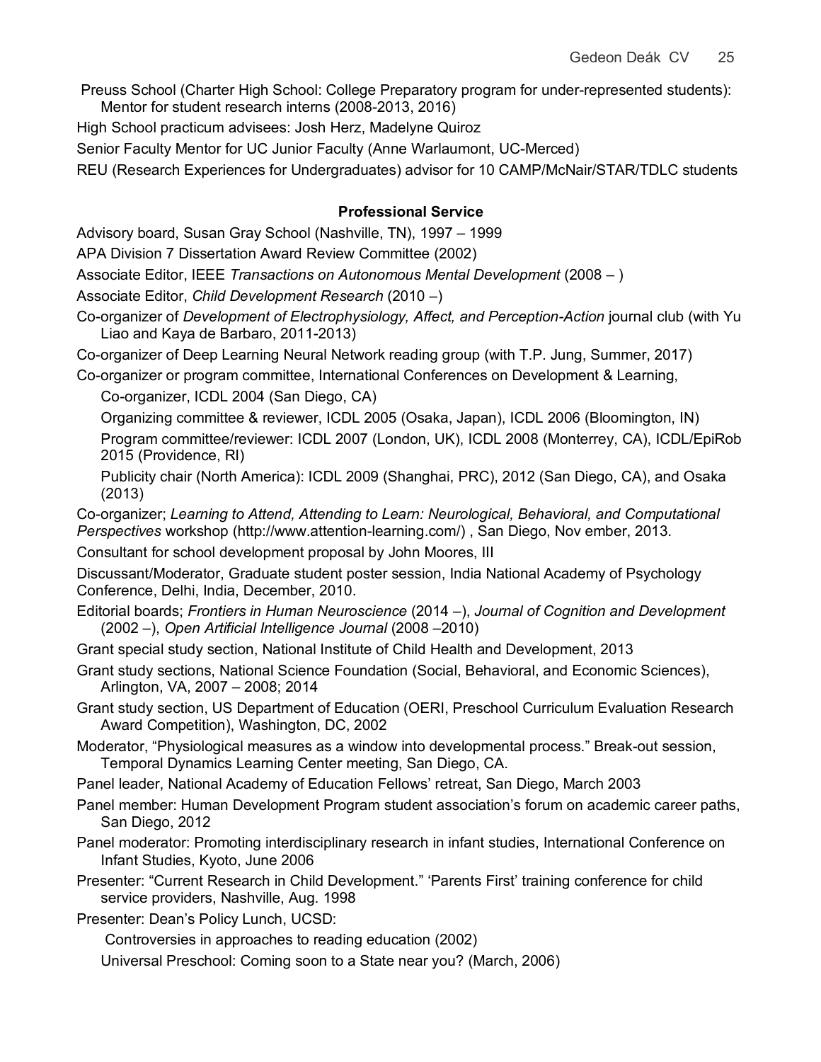Preuss School (Charter High School: College Preparatory program for under-represented students): Mentor for student research interns (2008-2013, 2016)

High School practicum advisees: Josh Herz, Madelyne Quiroz

Senior Faculty Mentor for UC Junior Faculty (Anne Warlaumont, UC-Merced)

REU (Research Experiences for Undergraduates) advisor for 10 CAMP/McNair/STAR/TDLC students

## Professional Service

Advisory board, Susan Gray School (Nashville, TN), 1997 – 1999

APA Division 7 Dissertation Award Review Committee (2002)

Associate Editor, IEEE *Transactions on Autonomous Mental Development* (2008 – )

Associate Editor, *Child Development Research* (2010 –)

Co-organizer of *Development of Electrophysiology, Affect, and Perception-Action* journal club (with Yu Liao and Kaya de Barbaro, 2011-2013)

Co-organizer of Deep Learning Neural Network reading group (with T.P. Jung, Summer, 2017)

Co-organizer or program committee, International Conferences on Development & Learning,

- Co-organizer, ICDL 2004 (San Diego, CA)
- Organizing committee & reviewer, ICDL 2005 (Osaka, Japan), ICDL 2006 (Bloomington, IN)
- Program committee/reviewer: ICDL 2007 (London, UK), ICDL 2008 (Monterrey, CA), ICDL/EpiRob 2015 (Providence, RI)
- Publicity chair (North America): ICDL 2009 (Shanghai, PRC), 2012 (San Diego, CA), and Osaka (2013)

Co-organizer; *Learning to Attend, Attending to Learn: Neurological, Behavioral, and Computational Perspectives* workshop (http://www.attention-learning.com/) , San Diego, Nov ember, 2013.

Consultant for school development proposal by John Moores, III

Discussant/Moderator, Graduate student poster session, India National Academy of Psychology Conference, Delhi, India, December, 2010.

Editorial boards; *Frontiers in Human Neuroscience* (2014 –), *Journal of Cognition and Development* (2002 –), *Open Artificial Intelligence Journal* (2008 –2010)

Grant special study section, National Institute of Child Health and Development, 2013

Grant study sections, National Science Foundation (Social, Behavioral, and Economic Sciences), Arlington, VA, 2007 – 2008; 2014

Grant study section, US Department of Education (OERI, Preschool Curriculum Evaluation Research Award Competition), Washington, DC, 2002

Moderator, "Physiological measures as a window into developmental process." Break-out session, Temporal Dynamics Learning Center meeting, San Diego, CA.

Panel leader, National Academy of Education Fellows' retreat, San Diego, March 2003

Panel member: Human Development Program student association's forum on academic career paths, San Diego, 2012

Panel moderator: Promoting interdisciplinary research in infant studies, International Conference on Infant Studies, Kyoto, June 2006

Presenter: "Current Research in Child Development." 'Parents First' training conference for child service providers, Nashville, Aug. 1998

Presenter: Dean's Policy Lunch, UCSD:

- Controversies in approaches to reading education (2002)
- Universal Preschool: Coming soon to a State near you? (March, 2006)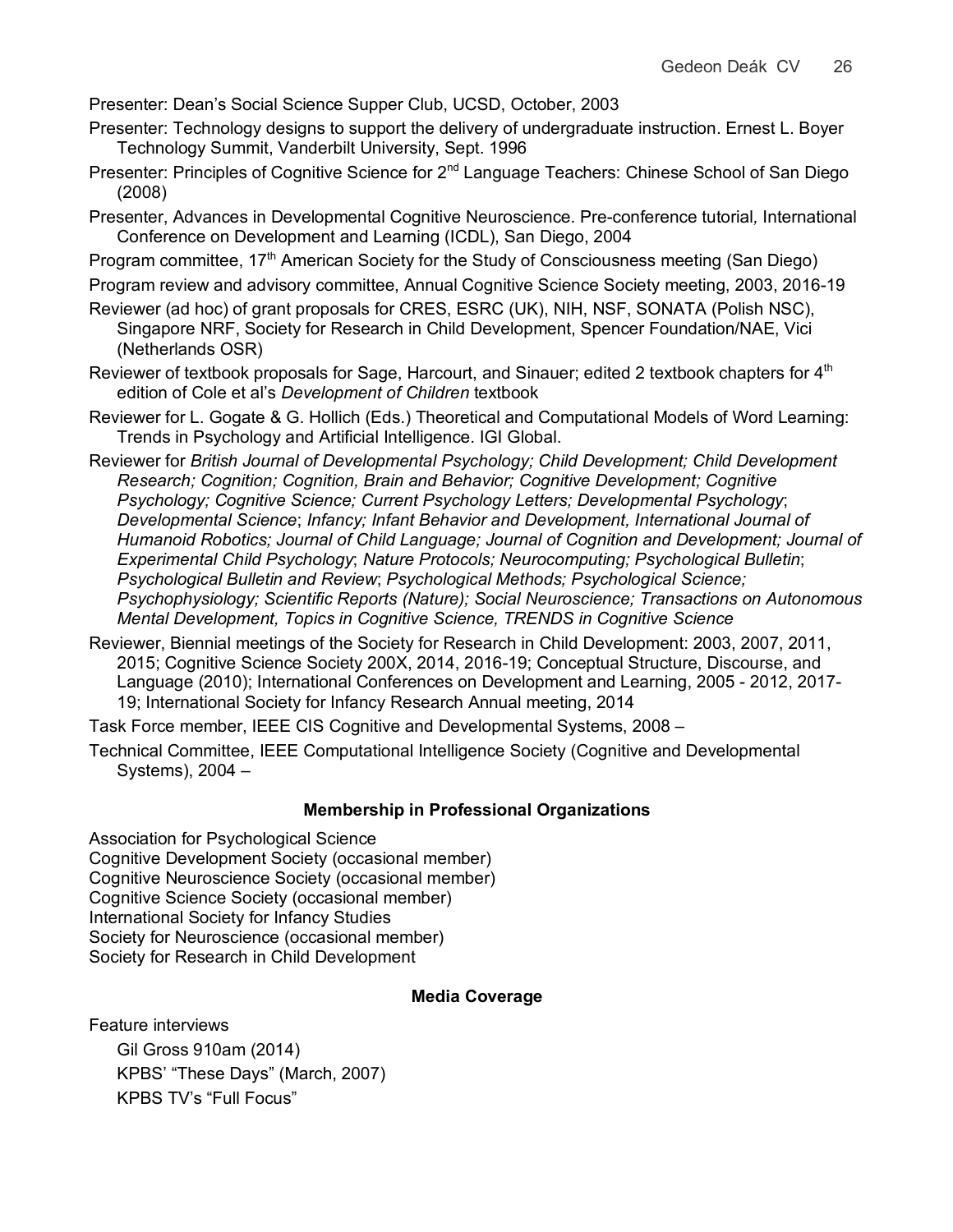Presenter: Dean's Social Science Supper Club, UCSD, October, 2003

Presenter: Technology designs to support the delivery of undergraduate instruction. Ernest L. Boyer Technology Summit, Vanderbilt University, Sept. 1996

Presenter: Principles of Cognitive Science for 2nd Language Teachers: Chinese School of San Diego (2008)

Presenter, Advances in Developmental Cognitive Neuroscience. Pre-conference tutorial, International Conference on Development and Learning (ICDL), San Diego, 2004

Program committee, 17th American Society for the Study of Consciousness meeting (San Diego)

Program review and advisory committee, Annual Cognitive Science Society meeting, 2003, 2016-19

Reviewer (ad hoc) of grant proposals for CRES, ESRC (UK), NIH, NSF, SONATA (Polish NSC), Singapore NRF, Society for Research in Child Development, Spencer Foundation/NAE, Vici (Netherlands OSR)

Reviewer of textbook proposals for Sage, Harcourt, and Sinauer; edited 2 textbook chapters for 4th edition of Cole et al's *Development of Children* textbook

Reviewer for L. Gogate & G. Hollich (Eds.) Theoretical and Computational Models of Word Learning: Trends in Psychology and Artificial Intelligence. IGI Global.

Reviewer for *British Journal of Developmental Psychology; Child Development; Child Development Research; Cognition; Cognition, Brain and Behavior; Cognitive Development; Cognitive Psychology; Cognitive Science; Current Psychology Letters; Developmental Psychology*; *Developmental Science*; *Infancy; Infant Behavior and Development, International Journal of Humanoid Robotics; Journal of Child Language; Journal of Cognition and Development; Journal of Experimental Child Psychology*; *Nature Protocols; Neurocomputing; Psychological Bulletin*; *Psychological Bulletin and Review*; *Psychological Methods; Psychological Science; Psychophysiology; Scientific Reports (Nature); Social Neuroscience; Transactions on Autonomous Mental Development, Topics in Cognitive Science, TRENDS in Cognitive Science*

Reviewer, Biennial meetings of the Society for Research in Child Development: 2003, 2007, 2011, 2015; Cognitive Science Society 200X, 2014, 2016-19; Conceptual Structure, Discourse, and Language (2010); International Conferences on Development and Learning, 2005 - 2012, 2017-19; International Society for Infancy Research Annual meeting, 2014

Task Force member, IEEE CIS Cognitive and Developmental Systems, 2008 –

Technical Committee, IEEE Computational Intelligence Society (Cognitive and Developmental Systems), 2004 –

## Membership in Professional Organizations

Association for Psychological Science
Cognitive Development Society (occasional member)
Cognitive Neuroscience Society (occasional member)
Cognitive Science Society (occasional member)
International Society for Infancy Studies
Society for Neuroscience (occasional member)
Society for Research in Child Development

## Media Coverage

Feature interviews

- Gil Gross 910am (2014)
- KPBS' "These Days" (March, 2007)
- KPBS TV's "Full Focus"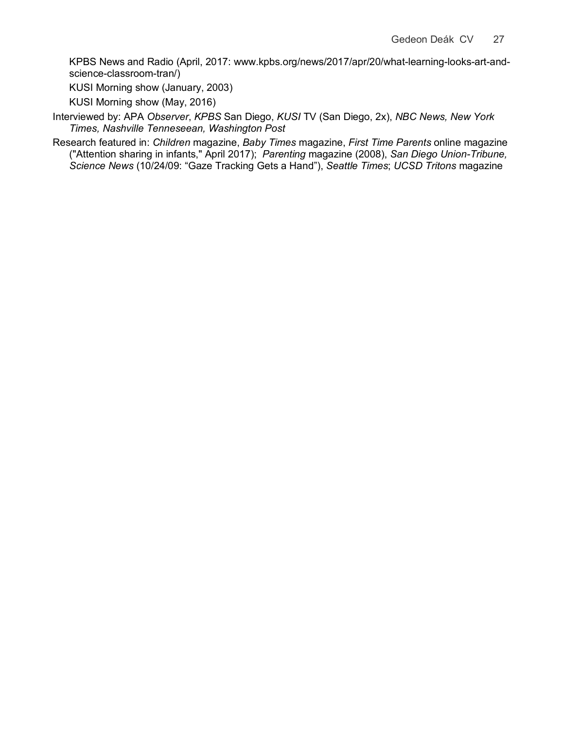KPBS News and Radio (April, 2017: www.kpbs.org/news/2017/apr/20/what-learning-looks-art-and-science-classroom-tran/)

KUSI Morning show (January, 2003)

KUSI Morning show (May, 2016)

Interviewed by: APA *Observer*, *KPBS* San Diego, *KUSI* TV (San Diego, 2x), *NBC News, New York Times, Nashville Tenneseean, Washington Post*

Research featured in: *Children* magazine, *Baby Times* magazine, *First Time Parents* online magazine ("Attention sharing in infants," April 2017); *Parenting* magazine (2008), *San Diego Union-Tribune, Science News* (10/24/09: "Gaze Tracking Gets a Hand"), *Seattle Times*; *UCSD Tritons* magazine